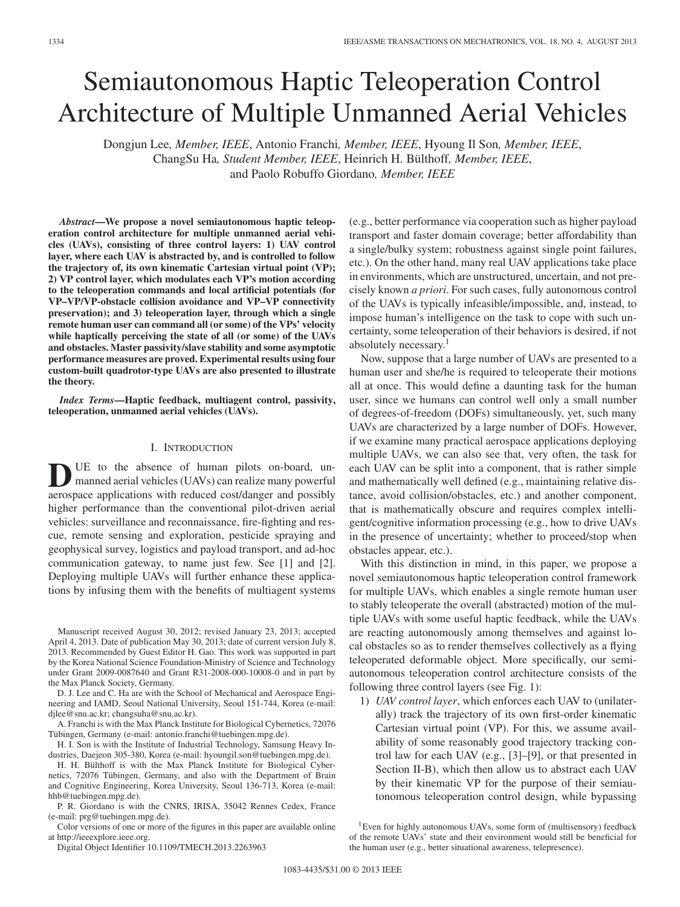# Semiautonomous Haptic Teleoperation Control Architecture of Multiple Unmanned Aerial Vehicles

Dongjun Lee, *Member, IEEE*, Antonio Franchi, *Member, IEEE*, Hyoung Il Son, *Member, IEEE*, ChangSu Ha, *Student Member, IEEE*, Heinrich H. Bülthoff, *Member, IEEE*, and Paolo Robuffo Giordano, *Member, IEEE*

***Abstract*—We propose a novel semiautonomous haptic teleoperation control architecture for multiple unmanned aerial vehicles (UAVs), consisting of three control layers: 1) UAV control layer, where each UAV is abstracted by, and is controlled to follow the trajectory of, its own kinematic Cartesian virtual point (VP); 2) VP control layer, which modulates each VP's motion according to the teleoperation commands and local artificial potentials (for VP–VP/VP-obstacle collision avoidance and VP–VP connectivity preservation); and 3) teleoperation layer, through which a single remote human user can command all (or some) of the VPs' velocity while haptically perceiving the state of all (or some) of the UAVs and obstacles. Master passivity/slave stability and some asymptotic performance measures are proved. Experimental results using four custom-built quadrotor-type UAVs are also presented to illustrate the theory.**

***Index Terms*—Haptic feedback, multiagent control, passivity, teleoperation, unmanned aerial vehicles (UAVs).**

## I. Introduction

Due to the absence of human pilots on-board, unmanned aerial vehicles (UAVs) can realize many powerful aerospace applications with reduced cost/danger and possibly higher performance than the conventional pilot-driven aerial vehicles: surveillance and reconnaissance, fire-fighting and rescue, remote sensing and exploration, pesticide spraying and geophysical survey, logistics and payload transport, and ad-hoc communication gateway, to name just few. See [1] and [2]. Deploying multiple UAVs will further enhance these applications by infusing them with the benefits of multiagent systems (e.g., better performance via cooperation such as higher payload transport and faster domain coverage; better affordability than a single/bulky system; robustness against single point failures, etc.). On the other hand, many real UAV applications take place in environments, which are unstructured, uncertain, and not precisely known *a priori*. For such cases, fully autonomous control of the UAVs is typically infeasible/impossible, and, instead, to impose human's intelligence on the task to cope with such uncertainty, some teleoperation of their behaviors is desired, if not absolutely necessary.[1]

Now, suppose that a large number of UAVs are presented to a human user and she/he is required to teleoperate their motions all at once. This would define a daunting task for the human user, since we humans can control well only a small number of degrees-of-freedom (DOFs) simultaneously, yet, such many UAVs are characterized by a large number of DOFs. However, if we examine many practical aerospace applications deploying multiple UAVs, we can also see that, very often, the task for each UAV can be split into a component, that is rather simple and mathematically well defined (e.g., maintaining relative distance, avoid collision/obstacles, etc.) and another component, that is mathematically obscure and requires complex intelligent/cognitive information processing (e.g., how to drive UAVs in the presence of uncertainty; whether to proceed/stop when obstacles appear, etc.).

With this distinction in mind, in this paper, we propose a novel semiautonomous haptic teleoperation control framework for multiple UAVs, which enables a single remote human user to stably teleoperate the overall (abstracted) motion of the multiple UAVs with some useful haptic feedback, while the UAVs are reacting autonomously among themselves and against local obstacles so as to render themselves collectively as a flying teleoperated deformable object. More specifically, our semiautonomous teleoperation control architecture consists of the following three control layers (see Fig. 1):

1) *UAV control layer*, which enforces each UAV to (unilaterally) track the trajectory of its own first-order kinematic Cartesian virtual point (VP). For this, we assume availability of some reasonably good trajectory tracking control law for each UAV (e.g., [3]–[9], or that presented in Section II-B), which then allow us to abstract each UAV by their kinematic VP for the purpose of their semiautonomous teleoperation control design, while bypassing

Manuscript received August 30, 2012; revised January 23, 2013; accepted April 4, 2013. Date of publication May 30, 2013; date of current version July 8, 2013. Recommended by Guest Editor H. Gao. This work was supported in part by the Korea National Science Foundation-Ministry of Science and Technology under Grant 2009-0087640 and Grant R31-2008-000-10008-0 and in part by the Max Planck Society, Germany.

D. J. Lee and C. Ha are with the School of Mechanical and Aerospace Engineering and IAMD, Seoul National University, Seoul 151-744, Korea (e-mail: djlee@snu.ac.kr; changsuha@snu.ac.kr).

A. Franchi is with the Max Planck Institute for Biological Cybernetics, 72076 Tübingen, Germany (e-mail: antonio.franchi@tuebingen.mpg.de).

H. I. Son is with the Institute of Industrial Technology, Samsung Heavy Industries, Daejeon 305-380, Korea (e-mail: hyoungil.son@tuebingen.mpg.de).

H. H. Bülthoff is with the Max Planck Institute for Biological Cybernetics, 72076 Tübingen, Germany, and also with the Department of Brain and Cognitive Engineering, Korea University, Seoul 136-713, Korea (e-mail: hhb@tuebingen.mpg.de).

P. R. Giordano is with the CNRS, IRISA, 35042 Rennes Cedex, France (e-mail: prg@tuebingen.mpg.de).

Color versions of one or more of the figures in this paper are available online at http://ieeexplore.ieee.org.

Digital Object Identifier 10.1109/TMECH.2013.2263963

[1] Even for highly autonomous UAVs, some form of (multisensory) feedback of the remote UAVs' state and their environment would still be beneficial for the human user (e.g., better situational awareness, telepresence).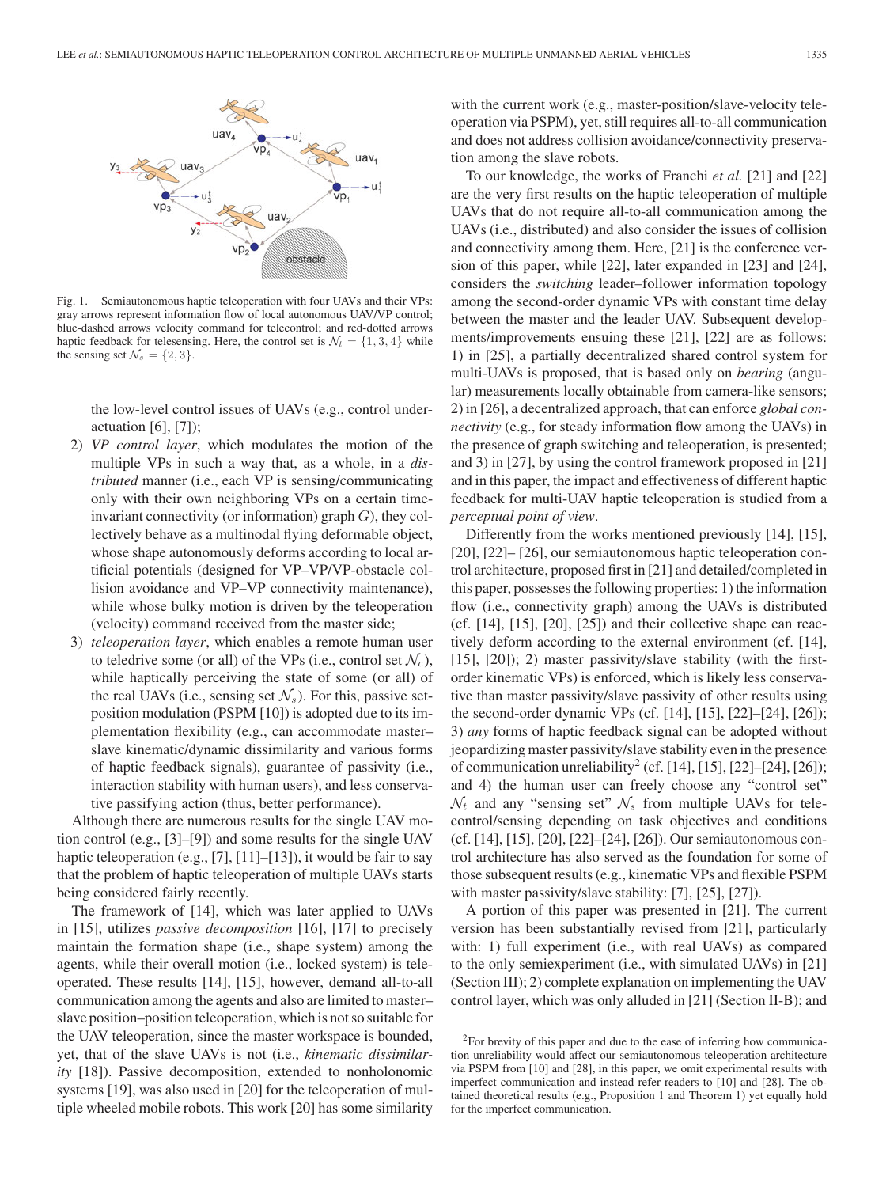Fig. 1. Semiautonomous haptic teleoperation with four UAVs and their VPs: gray arrows represent information flow of local autonomous UAV/VP control; blue-dashed arrows velocity command for telecontrol; and red-dotted arrows haptic feedback for telesensing. Here, the control set is $\mathcal{N}_t = \{1, 3, 4\}$ while the sensing set $\mathcal{N}_s = \{2, 3\}$.

the low-level control issues of UAVs (e.g., control underactuation [6], [7]);

2) *VP control layer*, which modulates the motion of the multiple VPs in such a way that, as a whole, in a *distributed* manner (i.e., each VP is sensing/communicating only with their own neighboring VPs on a certain time-invariant connectivity (or information) graph $G$), they collectively behave as a multinodal flying deformable object, whose shape autonomously deforms according to local artificial potentials (designed for VP–VP/VP-obstacle collision avoidance and VP–VP connectivity maintenance), while whose bulky motion is driven by the teleoperation (velocity) command received from the master side;
3) *teleoperation layer*, which enables a remote human user to teledrive some (or all) of the VPs (i.e., control set $\mathcal{N}_c$), while haptically perceiving the state of some (or all) of the real UAVs (i.e., sensing set $\mathcal{N}_s$). For this, passive set-position modulation (PSPM [10]) is adopted due to its implementation flexibility (e.g., can accommodate master–slave kinematic/dynamic dissimilarity and various forms of haptic feedback signals), guarantee of passivity (i.e., interaction stability with human users), and less conservative passifying action (thus, better performance).

Although there are numerous results for the single UAV motion control (e.g., [3]–[9]) and some results for the single UAV haptic teleoperation (e.g., [7], [11]–[13]), it would be fair to say that the problem of haptic teleoperation of multiple UAVs starts being considered fairly recently.

The framework of [14], which was later applied to UAVs in [15], utilizes *passive decomposition* [16], [17] to precisely maintain the formation shape (i.e., shape system) among the agents, while their overall motion (i.e., locked system) is teleoperated. These results [14], [15], however, demand all-to-all communication among the agents and also are limited to master–slave position–position teleoperation, which is not so suitable for the UAV teleoperation, since the master workspace is bounded, yet, that of the slave UAVs is not (i.e., *kinematic dissimilarity* [18]). Passive decomposition, extended to nonholonomic systems [19], was also used in [20] for the teleoperation of multiple wheeled mobile robots. This work [20] has some similarity with the current work (e.g., master-position/slave-velocity teleoperation via PSPM), yet, still requires all-to-all communication and does not address collision avoidance/connectivity preservation among the slave robots.

To our knowledge, the works of Franchi *et al.* [21] and [22] are the very first results on the haptic teleoperation of multiple UAVs that do not require all-to-all communication among the UAVs (i.e., distributed) and also consider the issues of collision and connectivity among them. Here, [21] is the conference version of this paper, while [22], later expanded in [23] and [24], considers the *switching* leader–follower information topology among the second-order dynamic VPs with constant time delay between the master and the leader UAV. Subsequent developments/improvements ensuing these [21], [22] are as follows: 1) in [25], a partially decentralized shared control system for multi-UAVs is proposed, that is based only on *bearing* (angular) measurements locally obtainable from camera-like sensors; 2) in [26], a decentralized approach, that can enforce *global connectivity* (e.g., for steady information flow among the UAVs) in the presence of graph switching and teleoperation, is presented; and 3) in [27], by using the control framework proposed in [21] and in this paper, the impact and effectiveness of different haptic feedback for multi-UAV haptic teleoperation is studied from a *perceptual point of view*.

Differently from the works mentioned previously [14], [15], [20], [22]– [26], our semiautonomous haptic teleoperation control architecture, proposed first in [21] and detailed/completed in this paper, possesses the following properties: 1) the information flow (i.e., connectivity graph) among the UAVs is distributed (cf. [14], [15], [20], [25]) and their collective shape can reactively deform according to the external environment (cf. [14], [15], [20]); 2) master passivity/slave stability (with the first-order kinematic VPs) is enforced, which is likely less conservative than master passivity/slave passivity of other results using the second-order dynamic VPs (cf. [14], [15], [22]–[24], [26]); 3) *any* forms of haptic feedback signal can be adopted without jeopardizing master passivity/slave stability even in the presence of communication unreliability[2] (cf. [14], [15], [22]–[24], [26]); and 4) the human user can freely choose any "control set" $\mathcal{N}_t$ and any "sensing set" $\mathcal{N}_s$ from multiple UAVs for tele-control/sensing depending on task objectives and conditions (cf. [14], [15], [20], [22]–[24], [26]). Our semiautonomous control architecture has also served as the foundation for some of those subsequent results (e.g., kinematic VPs and flexible PSPM with master passivity/slave stability: [7], [25], [27]).

A portion of this paper was presented in [21]. The current version has been substantially revised from [21], particularly with: 1) full experiment (i.e., with real UAVs) as compared to the only semiexperiment (i.e., with simulated UAVs) in [21] (Section III); 2) complete explanation on implementing the UAV control layer, which was only alluded in [21] (Section II-B); and

[2]For brevity of this paper and due to the ease of inferring how communication unreliability would affect our semiautonomous teleoperation architecture via PSPM from [10] and [28], in this paper, we omit experimental results with imperfect communication and instead refer readers to [10] and [28]. The obtained theoretical results (e.g., Proposition 1 and Theorem 1) yet equally hold for the imperfect communication.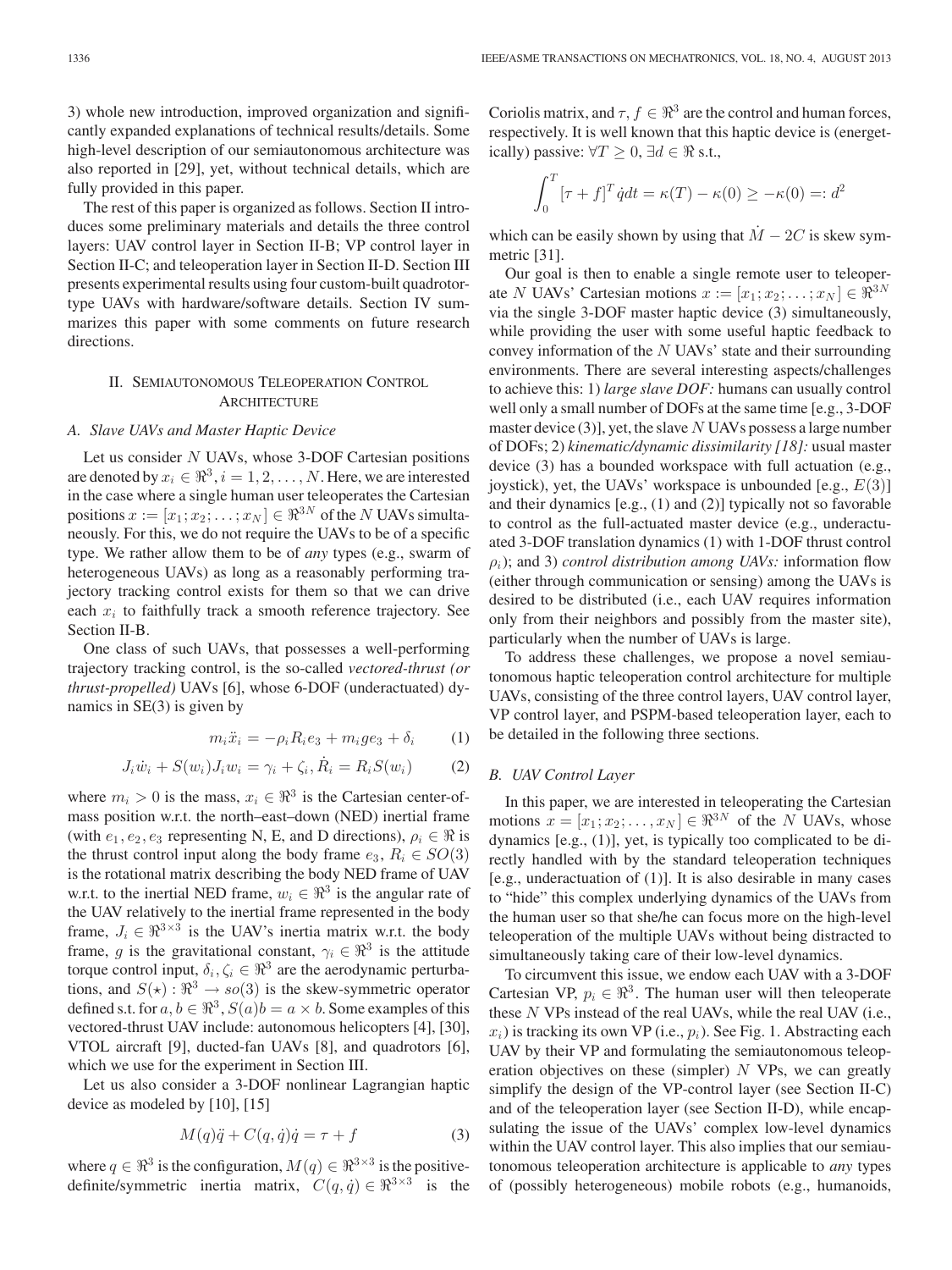3) whole new introduction, improved organization and significantly expanded explanations of technical results/details. Some high-level description of our semiautonomous architecture was also reported in [29], yet, without technical details, which are fully provided in this paper.

The rest of this paper is organized as follows. Section II introduces some preliminary materials and details the three control layers: UAV control layer in Section II-B; VP control layer in Section II-C; and teleoperation layer in Section II-D. Section III presents experimental results using four custom-built quadrotor-type UAVs with hardware/software details. Section IV summarizes this paper with some comments on future research directions.

## II. Semiautonomous Teleoperation Control Architecture

### A. Slave UAVs and Master Haptic Device

Let us consider $N$ UAVs, whose 3-DOF Cartesian positions are denoted by $x_i \in \Re^3, i = 1, 2, \ldots, N$. Here, we are interested in the case where a single human user teleoperates the Cartesian positions $x := [x_1; x_2; \ldots; x_N] \in \Re^{3N}$ of the $N$ UAVs simultaneously. For this, we do not require the UAVs to be of a specific type. We rather allow them to be of *any* types (e.g., swarm of heterogeneous UAVs) as long as a reasonably performing trajectory tracking control exists for them so that we can drive each $x_i$ to faithfully track a smooth reference trajectory. See Section II-B.

One class of such UAVs, that possesses a well-performing trajectory tracking control, is the so-called *vectored-thrust (or thrust-propelled)* UAVs [6], whose 6-DOF (underactuated) dynamics in SE(3) is given by

$$m_i \ddot{x}_i = -\rho_i R_i e_3 + m_i g e_3 + \delta_i \qquad (1)$$

$$J_i \dot{w}_i + S(w_i) J_i w_i = \gamma_i + \zeta_i, \dot{R}_i = R_i S(w_i) \qquad (2)$$

where $m_i > 0$ is the mass, $x_i \in \Re^3$ is the Cartesian center-of-mass position w.r.t. the north–east–down (NED) inertial frame (with $e_1, e_2, e_3$ representing N, E, and D directions), $\rho_i \in \Re$ is the thrust control input along the body frame $e_3$, $R_i \in SO(3)$ is the rotational matrix describing the body NED frame of UAV w.r.t. to the inertial NED frame, $w_i \in \Re^3$ is the angular rate of the UAV relatively to the inertial frame represented in the body frame, $J_i \in \Re^{3\times3}$ is the UAV's inertia matrix w.r.t. the body frame, $g$ is the gravitational constant, $\gamma_i \in \Re^3$ is the attitude torque control input, $\delta_i, \zeta_i \in \Re^3$ are the aerodynamic perturbations, and $S(\star) : \Re^3 \rightarrow so(3)$ is the skew-symmetric operator defined s.t. for $a, b \in \Re^3$, $S(a)b = a \times b$. Some examples of this vectored-thrust UAV include: autonomous helicopters [4], [30], VTOL aircraft [9], ducted-fan UAVs [8], and quadrotors [6], which we use for the experiment in Section III.

Let us also consider a 3-DOF nonlinear Lagrangian haptic device as modeled by [10], [15]

$$M(q)\ddot{q} + C(q, \dot{q})\dot{q} = \tau + f \qquad (3)$$

where $q \in \Re^3$ is the configuration, $M(q) \in \Re^{3\times3}$ is the positive-definite/symmetric inertia matrix, $C(q, \dot{q}) \in \Re^{3\times3}$ is the Coriolis matrix, and $\tau, f \in \Re^3$ are the control and human forces, respectively. It is well known that this haptic device is (energetically) passive: $\forall T \geq 0, \exists d \in \Re$ s.t.,

$$\int_0^T [\tau + f]^T \dot{q} dt = \kappa(T) - \kappa(0) \geq -\kappa(0) =: d^2$$

which can be easily shown by using that $\dot{M} - 2C$ is skew symmetric [31].

Our goal is then to enable a single remote user to teleoperate $N$ UAVs' Cartesian motions $x := [x_1; x_2; \ldots; x_N] \in \Re^{3N}$ via the single 3-DOF master haptic device (3) simultaneously, while providing the user with some useful haptic feedback to convey information of the $N$ UAVs' state and their surrounding environments. There are several interesting aspects/challenges to achieve this: 1) *large slave DOF:* humans can usually control well only a small number of DOFs at the same time [e.g., 3-DOF master device (3)], yet, the slave $N$ UAVs possess a large number of DOFs; 2) *kinematic/dynamic dissimilarity [18]:* usual master device (3) has a bounded workspace with full actuation (e.g., joystick), yet, the UAVs' workspace is unbounded [e.g., $E(3)$] and their dynamics [e.g., (1) and (2)] typically not so favorable to control as the full-actuated master device (e.g., underactuated 3-DOF translation dynamics (1) with 1-DOF thrust control $\rho_i$); and 3) *control distribution among UAVs:* information flow (either through communication or sensing) among the UAVs is desired to be distributed (i.e., each UAV requires information only from their neighbors and possibly from the master site), particularly when the number of UAVs is large.

To address these challenges, we propose a novel semiautonomous haptic teleoperation control architecture for multiple UAVs, consisting of the three control layers, UAV control layer, VP control layer, and PSPM-based teleoperation layer, each to be detailed in the following three sections.

### B. UAV Control Layer

In this paper, we are interested in teleoperating the Cartesian motions $x = [x_1; x_2; \ldots, x_N] \in \Re^{3N}$ of the $N$ UAVs, whose dynamics [e.g., (1)], yet, is typically too complicated to be directly handled with by the standard teleoperation techniques [e.g., underactuation of (1)]. It is also desirable in many cases to "hide" this complex underlying dynamics of the UAVs from the human user so that she/he can focus more on the high-level teleoperation of the multiple UAVs without being distracted to simultaneously taking care of their low-level dynamics.

To circumvent this issue, we endow each UAV with a 3-DOF Cartesian VP, $p_i \in \Re^3$. The human user will then teleoperate these $N$ VPs instead of the real UAVs, while the real UAV (i.e., $x_i$) is tracking its own VP (i.e., $p_i$). See Fig. 1. Abstracting each UAV by their VP and formulating the semiautonomous teleoperation objectives on these (simpler) $N$ VPs, we can greatly simplify the design of the VP-control layer (see Section II-C) and of the teleoperation layer (see Section II-D), while encapsulating the issue of the UAVs' complex low-level dynamics within the UAV control layer. This also implies that our semiautonomous teleoperation architecture is applicable to *any* types of (possibly heterogeneous) mobile robots (e.g., humanoids,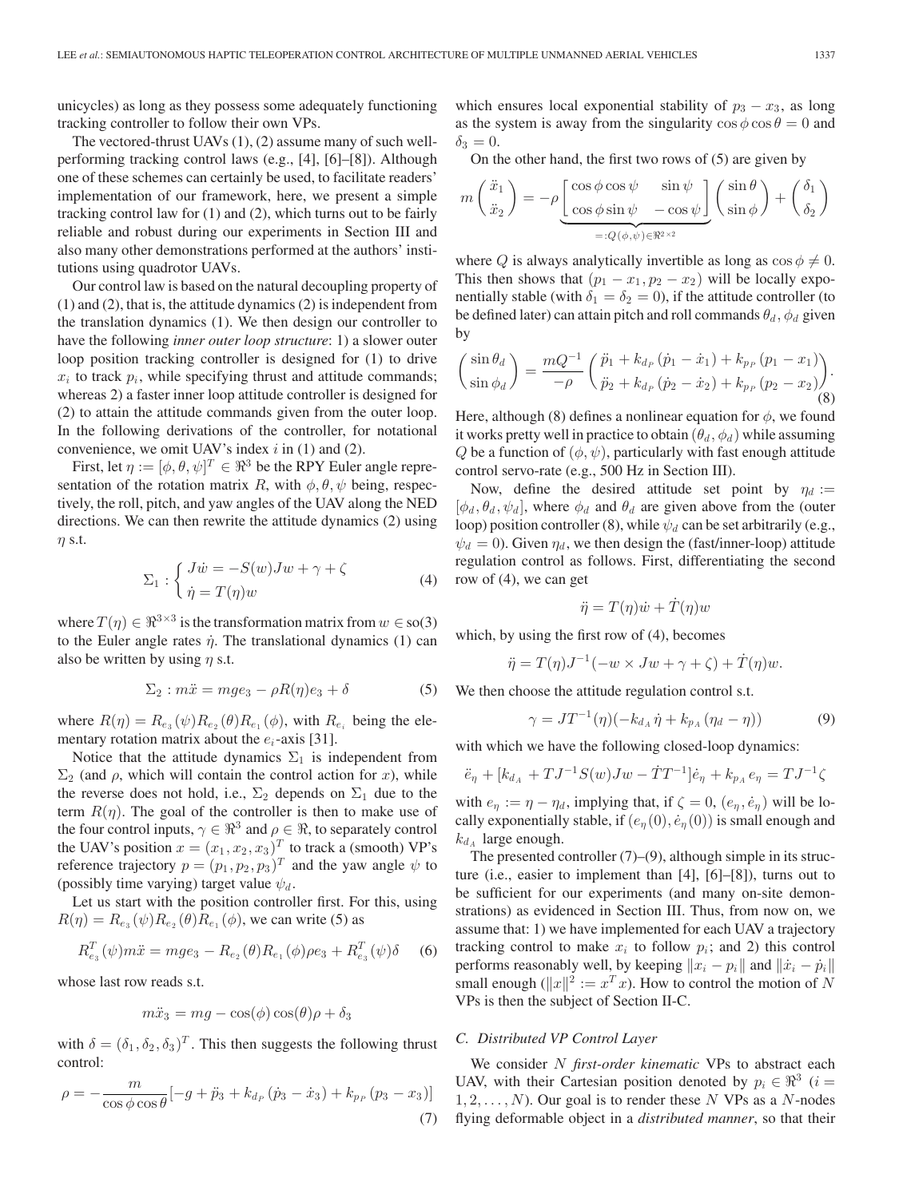unicycles) as long as they possess some adequately functioning tracking controller to follow their own VPs.

The vectored-thrust UAVs (1), (2) assume many of such well-performing tracking control laws (e.g., [4], [6]–[8]). Although one of these schemes can certainly be used, to facilitate readers' implementation of our framework, here, we present a simple tracking control law for (1) and (2), which turns out to be fairly reliable and robust during our experiments in Section III and also many other demonstrations performed at the authors' institutions using quadrotor UAVs.

Our control law is based on the natural decoupling property of (1) and (2), that is, the attitude dynamics (2) is independent from the translation dynamics (1). We then design our controller to have the following *inner outer loop structure*: 1) a slower outer loop position tracking controller is designed for (1) to drive $x_i$ to track $p_i$, while specifying thrust and attitude commands; whereas 2) a faster inner loop attitude controller is designed for (2) to attain the attitude commands given from the outer loop. In the following derivations of the controller, for notational convenience, we omit UAV's index $i$ in (1) and (2).

First, let $\eta := [\phi, \theta, \psi]^T \in \Re^3$ be the RPY Euler angle representation of the rotation matrix $R$, with $\phi, \theta, \psi$ being, respectively, the roll, pitch, and yaw angles of the UAV along the NED directions. We can then rewrite the attitude dynamics (2) using $\eta$ s.t.

$$\Sigma_1 : \begin{cases} J\dot{w} = -S(w)Jw + \gamma + \zeta \\ \dot{\eta} = T(\eta)w \end{cases} \tag{4}$$

where $T(\eta) \in \Re^{3\times 3}$ is the transformation matrix from $w \in \text{so}(3)$ to the Euler angle rates $\dot{\eta}$. The translational dynamics (1) can also be written by using $\eta$ s.t.

$$\Sigma_2 : m\ddot{x} = mge_3 - \rho R(\eta)e_3 + \delta \tag{5}$$

where $R(\eta) = R_{e_3}(\psi)R_{e_2}(\theta)R_{e_1}(\phi)$, with $R_{e_i}$ being the elementary rotation matrix about the $e_i$-axis [31].

Notice that the attitude dynamics $\Sigma_1$ is independent from $\Sigma_2$ (and $\rho$, which will contain the control action for $x$), while the reverse does not hold, i.e., $\Sigma_2$ depends on $\Sigma_1$ due to the term $R(\eta)$. The goal of the controller is then to make use of the four control inputs, $\gamma \in \Re^3$ and $\rho \in \Re$, to separately control the UAV's position $x = (x_1, x_2, x_3)^T$ to track a (smooth) VP's reference trajectory $p = (p_1, p_2, p_3)^T$ and the yaw angle $\psi$ to (possibly time varying) target value $\psi_d$.

Let us start with the position controller first. For this, using $R(\eta) = R_{e_3}(\psi)R_{e_2}(\theta)R_{e_1}(\phi)$, we can write (5) as

$$R_{e_3}^T(\psi)m\ddot{x} = mge_3 - R_{e_2}(\theta)R_{e_1}(\phi)\rho e_3 + R_{e_3}^T(\psi)\delta \tag{6}$$

whose last row reads s.t.

$$m\ddot{x}_3 = mg - \cos(\phi)\cos(\theta)\rho + \delta_3$$

with $\delta = (\delta_1, \delta_2, \delta_3)^T$. This then suggests the following thrust control:

$$\rho = -\frac{m}{\cos\phi\cos\theta}[-g + \ddot{p}_3 + k_{d_P}(\dot{p}_3 - \dot{x}_3) + k_{p_P}(p_3 - x_3)] \tag{7}$$

which ensures local exponential stability of $p_3 - x_3$, as long as the system is away from the singularity $\cos\phi\cos\theta = 0$ and $\delta_3 = 0$.

On the other hand, the first two rows of (5) are given by

$$m\begin{pmatrix} \ddot{x}_1 \\ \ddot{x}_2 \end{pmatrix} = -\rho \underbrace{\begin{bmatrix} \cos\phi\cos\psi & \sin\psi \\ \cos\phi\sin\psi & -\cos\psi \end{bmatrix}}_{=:Q(\phi,\psi)\in\Re^{2\times 2}} \begin{pmatrix} \sin\theta \\ \sin\phi \end{pmatrix} + \begin{pmatrix} \delta_1 \\ \delta_2 \end{pmatrix}$$

where $Q$ is always analytically invertible as long as $\cos\phi \neq 0$. This then shows that $(p_1 - x_1, p_2 - x_2)$ will be locally exponentially stable (with $\delta_1 = \delta_2 = 0$), if the attitude controller (to be defined later) can attain pitch and roll commands $\theta_d, \phi_d$ given by

$$\begin{pmatrix} \sin\theta_d \\ \sin\phi_d \end{pmatrix} = \frac{mQ^{-1}}{-\rho}\begin{pmatrix} \ddot{p}_1 + k_{d_P}(\dot{p}_1 - \dot{x}_1) + k_{p_P}(p_1 - x_1) \\ \ddot{p}_2 + k_{d_P}(\dot{p}_2 - \dot{x}_2) + k_{p_P}(p_2 - x_2) \end{pmatrix}. \tag{8}$$

Here, although (8) defines a nonlinear equation for $\phi$, we found it works pretty well in practice to obtain $(\theta_d, \phi_d)$ while assuming $Q$ be a function of $(\phi, \psi)$, particularly with fast enough attitude control servo-rate (e.g., 500 Hz in Section III).

Now, define the desired attitude set point by $\eta_d := [\phi_d, \theta_d, \psi_d]$, where $\phi_d$ and $\theta_d$ are given above from the (outer loop) position controller (8), while $\psi_d$ can be set arbitrarily (e.g., $\psi_d = 0$). Given $\eta_d$, we then design the (fast/inner-loop) attitude regulation control as follows. First, differentiating the second row of (4), we can get

$$\ddot{\eta} = T(\eta)\dot{w} + \dot{T}(\eta)w$$

which, by using the first row of (4), becomes

$$\ddot{\eta} = T(\eta)J^{-1}(-w \times Jw + \gamma + \zeta) + \dot{T}(\eta)w.$$

We then choose the attitude regulation control s.t.

$$\gamma = JT^{-1}(\eta)(-k_{d_A}\dot{\eta} + k_{p_A}(\eta_d - \eta)) \tag{9}$$

with which we have the following closed-loop dynamics:

$$\ddot{e}_\eta + [k_{d_A} + TJ^{-1}S(w)Jw - \dot{T}T^{-1}]\dot{e}_\eta + k_{p_A}e_\eta = TJ^{-1}\zeta$$

with $e_\eta := \eta - \eta_d$, implying that, if $\zeta = 0$, $(e_\eta, \dot{e}_\eta)$ will be locally exponentially stable, if $(e_\eta(0), \dot{e}_\eta(0))$ is small enough and $k_{d_A}$ large enough.

The presented controller (7)–(9), although simple in its structure (i.e., easier to implement than [4], [6]–[8]), turns out to be sufficient for our experiments (and many on-site demonstrations) as evidenced in Section III. Thus, from now on, we assume that: 1) we have implemented for each UAV a trajectory tracking control to make $x_i$ to follow $p_i$; and 2) this control performs reasonably well, by keeping $\|x_i - p_i\|$ and $\|\dot{x}_i - \dot{p}_i\|$ small enough ($\|x\|^2 := x^T x$). How to control the motion of $N$ VPs is then the subject of Section II-C.

### C. Distributed VP Control Layer

We consider $N$ *first-order kinematic* VPs to abstract each UAV, with their Cartesian position denoted by $p_i \in \Re^3$ ($i = 1, 2, \ldots, N$). Our goal is to render these $N$ VPs as a $N$-nodes flying deformable object in a *distributed manner*, so that their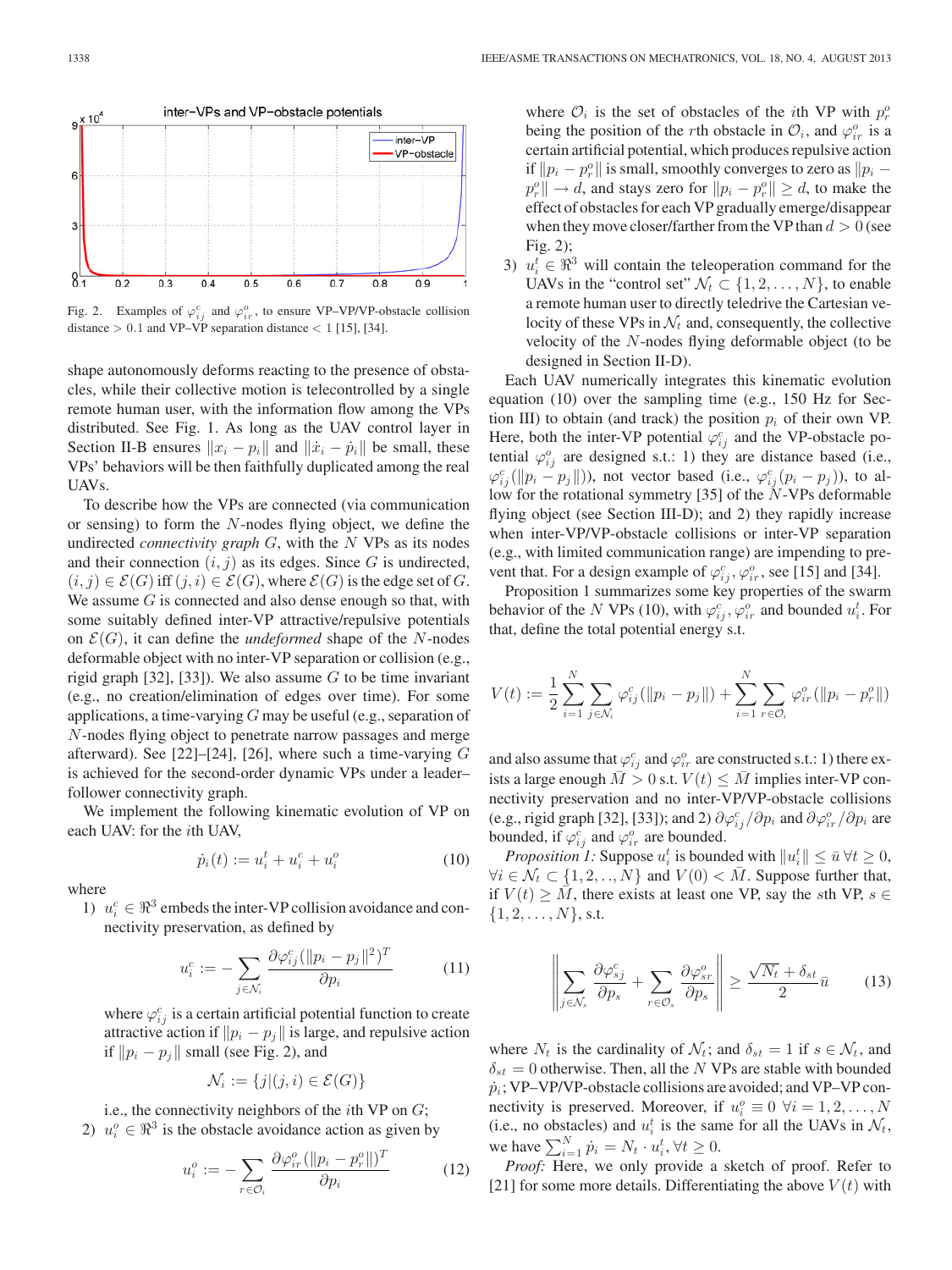Fig. 2. Examples of $\varphi_{ij}^c$ and $\varphi_{ir}^o$, to ensure VP–VP/VP-obstacle collision distance $> 0.1$ and VP–VP separation distance $< 1$ [15], [34].

shape autonomously deforms reacting to the presence of obstacles, while their collective motion is telecontrolled by a single remote human user, with the information flow among the VPs distributed. See Fig. 1. As long as the UAV control layer in Section II-B ensures $\|x_i - p_i\|$ and $\|\dot{x}_i - \dot{p}_i\|$ be small, these VPs' behaviors will be then faithfully duplicated among the real UAVs.

To describe how the VPs are connected (via communication or sensing) to form the $N$-nodes flying object, we define the undirected *connectivity graph* $G$, with the $N$ VPs as its nodes and their connection $(i, j)$ as its edges. Since $G$ is undirected, $(i, j) \in \mathcal{E}(G)$ iff $(j, i) \in \mathcal{E}(G)$, where $\mathcal{E}(G)$ is the edge set of $G$. We assume $G$ is connected and also dense enough so that, with some suitably defined inter-VP attractive/repulsive potentials on $\mathcal{E}(G)$, it can define the *undeformed* shape of the $N$-nodes deformable object with no inter-VP separation or collision (e.g., rigid graph [32], [33]). We also assume $G$ to be time invariant (e.g., no creation/elimination of edges over time). For some applications, a time-varying $G$ may be useful (e.g., separation of $N$-nodes flying object to penetrate narrow passages and merge afterward). See [22]–[24], [26], where such a time-varying $G$ is achieved for the second-order dynamic VPs under a leader–follower connectivity graph.

We implement the following kinematic evolution of VP on each UAV: for the $i$th UAV,

$$\dot{p}_i(t) := u_i^t + u_i^c + u_i^o \tag{10}$$

where

1) $u_i^c \in \Re^3$ embeds the inter-VP collision avoidance and connectivity preservation, as defined by

$$u_i^c := -\sum_{j \in \mathcal{N}_i} \frac{\partial \varphi_{ij}^c(\|p_i - p_j\|)^T}{\partial p_i} \tag{11}$$

where $\varphi_{ij}^c$ is a certain artificial potential function to create attractive action if $\|p_i - p_j\|$ is large, and repulsive action if $\|p_i - p_j\|$ small (see Fig. 2), and

$$\mathcal{N}_i := \{j | (j, i) \in \mathcal{E}(G)\}$$

i.e., the connectivity neighbors of the $i$th VP on $G$;

2) $u_i^o \in \Re^3$ is the obstacle avoidance action as given by

$$u_i^o := -\sum_{r \in \mathcal{O}_i} \frac{\partial \varphi_{ir}^o(\|p_i - p_r^o\|)^T}{\partial p_i} \tag{12}$$

where $\mathcal{O}_i$ is the set of obstacles of the $i$th VP with $p_r^o$ being the position of the $r$th obstacle in $\mathcal{O}_i$, and $\varphi_{ir}^o$ is a certain artificial potential, which produces repulsive action if $\|p_i - p_r^o\|$ is small, smoothly converges to zero as $\|p_i - p_r^o\| \to d$, and stays zero for $\|p_i - p_r^o\| \geq d$, to make the effect of obstacles for each VP gradually emerge/disappear when they move closer/farther from the VP than $d > 0$ (see Fig. 2);

3) $u_i^t \in \Re^3$ will contain the teleoperation command for the UAVs in the "control set" $\mathcal{N}_t \subset \{1, 2, \ldots, N\}$, to enable a remote human user to directly teledrive the Cartesian velocity of these VPs in $\mathcal{N}_t$ and, consequently, the collective velocity of the $N$-nodes flying deformable object (to be designed in Section II-D).

Each UAV numerically integrates this kinematic evolution equation (10) over the sampling time (e.g., 150 Hz for Section III) to obtain (and track) the position $p_i$ of their own VP. Here, both the inter-VP potential $\varphi_{ij}^c$ and the VP-obstacle potential $\varphi_{ij}^o$ are designed s.t.: 1) they are distance based (i.e., $\varphi_{ij}^c(\|p_i - p_j\|)$), not vector based (i.e., $\varphi_{ij}^c(p_i - p_j)$), to allow for the rotational symmetry [35] of the $N$-VPs deformable flying object (see Section III-D); and 2) they rapidly increase when inter-VP/VP-obstacle collisions or inter-VP separation (e.g., with limited communication range) are impending to prevent that. For a design example of $\varphi_{ij}^c, \varphi_{ir}^o$, see [15] and [34].

Proposition 1 summarizes some key properties of the swarm behavior of the $N$ VPs (10), with $\varphi_{ij}^c, \varphi_{ir}^o$ and bounded $u_i^t$. For that, define the total potential energy s.t.

$$V(t) := \frac{1}{2} \sum_{i=1}^{N} \sum_{j \in \mathcal{N}_i} \varphi_{ij}^c(\|p_i - p_j\|) + \sum_{i=1}^{N} \sum_{r \in \mathcal{O}_i} \varphi_{ir}^o(\|p_i - p_r^o\|)$$

and also assume that $\varphi_{ij}^c$ and $\varphi_{ir}^o$ are constructed s.t.: 1) there exists a large enough $\bar{M} > 0$ s.t. $V(t) \leq \bar{M}$ implies inter-VP connectivity preservation and no inter-VP/VP-obstacle collisions (e.g., rigid graph [32], [33]); and 2) $\partial \varphi_{ij}^c / \partial p_i$ and $\partial \varphi_{ir}^o / \partial p_i$ are bounded, if $\varphi_{ij}^c$ and $\varphi_{ir}^o$ are bounded.

*Proposition 1:* Suppose $u_i^t$ is bounded with $\|u_i^t\| \leq \bar{u} \, \forall t \geq 0$, $\forall i \in \mathcal{N}_t \subset \{1, 2, .., N\}$ and $V(0) < \bar{M}$. Suppose further that, if $V(t) \geq \bar{M}$, there exists at least one VP, say the $s$th VP, $s \in \{1, 2, \ldots, N\}$, s.t.

$$\left\| \sum_{j \in \mathcal{N}_s} \frac{\partial \varphi_{sj}^c}{\partial p_s} + \sum_{r \in \mathcal{O}_s} \frac{\partial \varphi_{sr}^o}{\partial p_s} \right\| \geq \frac{\sqrt{N_t} + \delta_{st}}{2} \bar{u} \tag{13}$$

where $N_t$ is the cardinality of $\mathcal{N}_t$; and $\delta_{st} = 1$ if $s \in \mathcal{N}_t$, and $\delta_{st} = 0$ otherwise. Then, all the $N$ VPs are stable with bounded $\dot{p}_i$; VP–VP/VP-obstacle collisions are avoided; and VP–VP connectivity is preserved. Moreover, if $u_i^o \equiv 0 \; \forall i = 1, 2, \ldots, N$ (i.e., no obstacles) and $u_i^t$ is the same for all the UAVs in $\mathcal{N}_t$, we have $\sum_{i=1}^{N} \dot{p}_i = N_t \cdot u_i^t, \forall t \geq 0$.

*Proof:* Here, we only provide a sketch of proof. Refer to [21] for some more details. Differentiating the above $V(t)$ with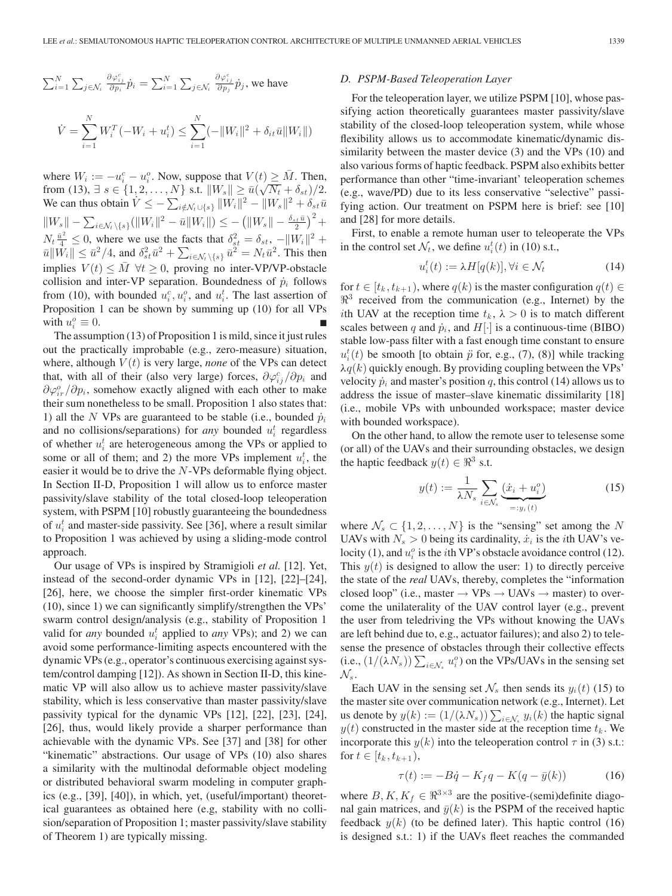$\sum_{i=1}^{N}\sum_{j\in\mathcal{N}_i}\frac{\partial\varphi_{ij}^c}{\partial p_i}\dot{p}_i = \sum_{i=1}^{N}\sum_{j\in\mathcal{N}_i}\frac{\partial\varphi_{ij}^c}{\partial p_j}\dot{p}_j$, we have

$$\dot{V} = \sum_{i=1}^{N} W_i^T(-W_i + u_i^t) \leq \sum_{i=1}^{N}(-\|W_i\|^2 + \delta_{it}\bar{u}\|W_i\|)$$

where $W_i := -u_i^c - u_i^o$. Now, suppose that $V(t) \geq \bar{M}$. Then, from (13), $\exists\ s \in \{1, 2, \ldots, N\}$ s.t. $\|W_s\| \geq \bar{u}(\sqrt{N_t} + \delta_{st})/2$. We can thus obtain $\dot{V} \leq -\sum_{i\notin\mathcal{N}_t\cup\{s\}}\|W_i\|^2 - \|W_s\|^2 + \delta_{st}\bar{u}\|W_s\| - \sum_{i\in\mathcal{N}_t\setminus\{s\}}(\|W_i\|^2 - \bar{u}\|W_i\|) \leq -\left(\|W_s\| - \frac{\delta_{st}\bar{u}}{2}\right)^2 + N_t\frac{\bar{u}^2}{4} \leq 0$, where we use the facts that $\delta_{st}^2 = \delta_{st}$, $-\|W_i\|^2 + \bar{u}\|W_i\| \leq \bar{u}^2/4$, and $\delta_{st}^2\bar{u}^2 + \sum_{i\in\mathcal{N}_t\setminus\{s\}}\bar{u}^2 = N_t\bar{u}^2$. This then implies $V(t) \leq \bar{M}\ \forall t \geq 0$, proving no inter-VP/VP-obstacle collision and inter-VP separation. Boundedness of $\dot{p}_i$ follows from (10), with bounded $u_i^c, u_i^o$, and $u_i^t$. The last assertion of Proposition 1 can be shown by summing up (10) for all VPs with $u_i^o \equiv 0$. ∎

The assumption (13) of Proposition 1 is mild, since it just rules out the practically improbable (e.g., zero-measure) situation, where, although $V(t)$ is very large, *none* of the VPs can detect that, with all of their (also very large) forces, $\partial\varphi_{ij}^c/\partial p_i$ and $\partial\varphi_{ir}^o/\partial p_i$, somehow exactly aligned with each other to make their sum nonetheless to be small. Proposition 1 also states that: 1) all the $N$ VPs are guaranteed to be stable (i.e., bounded $\dot{p}_i$ and no collisions/separations) for *any* bounded $u_i^t$ regardless of whether $u_i^t$ are heterogeneous among the VPs or applied to some or all of them; and 2) the more VPs implement $u_i^t$, the easier it would be to drive the $N$-VPs deformable flying object. In Section II-D, Proposition 1 will allow us to enforce master passivity/slave stability of the total closed-loop teleoperation system, with PSPM [10] robustly guaranteeing the boundedness of $u_i^t$ and master-side passivity. See [36], where a result similar to Proposition 1 was achieved by using a sliding-mode control approach.

Our usage of VPs is inspired by Stramigioli *et al.* [12]. Yet, instead of the second-order dynamic VPs in [12], [22]–[24], [26], here, we choose the simpler first-order kinematic VPs (10), since 1) we can significantly simplify/strengthen the VPs' swarm control design/analysis (e.g., stability of Proposition 1 valid for *any* bounded $u_i^t$ applied to *any* VPs); and 2) we can avoid some performance-limiting aspects encountered with the dynamic VPs (e.g., operator's continuous exercising against system/control damping [12]). As shown in Section II-D, this kinematic VP will also allow us to achieve master passivity/slave stability, which is less conservative than master passivity/slave passivity typical for the dynamic VPs [12], [22], [23], [24], [26], thus, would likely provide a sharper performance than achievable with the dynamic VPs. See [37] and [38] for other "kinematic" abstractions. Our usage of VPs (10) also shares a similarity with the multinodal deformable object modeling or distributed behavioral swarm modeling in computer graphics (e.g., [39], [40]), in which, yet, (useful/important) theoretical guarantees as obtained here (e.g, stability with no collision/separation of Proposition 1; master passivity/slave stability of Theorem 1) are typically missing.

### D. PSPM-Based Teleoperation Layer

For the teleoperation layer, we utilize PSPM [10], whose passifying action theoretically guarantees master passivity/slave stability of the closed-loop teleoperation system, while whose flexibility allows us to accommodate kinematic/dynamic dissimilarity between the master device (3) and the VPs (10) and also various forms of haptic feedback. PSPM also exhibits better performance than other "time-invariant' teleoperation schemes (e.g., wave/PD) due to its less conservative "selective" passifying action. Our treatment on PSPM here is brief: see [10] and [28] for more details.

First, to enable a remote human user to teleoperate the VPs in the control set $\mathcal{N}_t$, we define $u_i^t(t)$ in (10) s.t.,

$$u_i^t(t) := \lambda H[q(k)], \forall i \in \mathcal{N}_t \tag{14}$$

for $t \in [t_k, t_{k+1})$, where $q(k)$ is the master configuration $q(t) \in \Re^3$ received from the communication (e.g., Internet) by the $i$th UAV at the reception time $t_k$, $\lambda > 0$ is to match different scales between $q$ and $\dot{p}_i$, and $H[\cdot]$ is a continuous-time (BIBO) stable low-pass filter with a fast enough time constant to ensure $u_i^t(t)$ be smooth [to obtain $\ddot{p}$ for, e.g., (7), (8)] while tracking $\lambda q(k)$ quickly enough. By providing coupling between the VPs' velocity $\dot{p}_i$ and master's position $q$, this control (14) allows us to address the issue of master–slave kinematic dissimilarity [18] (i.e., mobile VPs with unbounded workspace; master device with bounded workspace).

On the other hand, to allow the remote user to telesense some (or all) of the UAVs and their surrounding obstacles, we design the haptic feedback $y(t) \in \Re^3$ s.t.

$$y(t) := \frac{1}{\lambda N_s}\sum_{i\in\mathcal{N}_s}\underbrace{(\dot{x}_i + u_i^o)}_{=:y_i(t)} \tag{15}$$

where $\mathcal{N}_s \subset \{1, 2, \ldots, N\}$ is the "sensing" set among the $N$ UAVs with $N_s > 0$ being its cardinality, $\dot{x}_i$ is the $i$th UAV's velocity (1), and $u_i^o$ is the $i$th VP's obstacle avoidance control (12). This $y(t)$ is designed to allow the user: 1) to directly perceive the state of the *real* UAVs, thereby, completes the "information closed loop" (i.e., master → VPs → UAVs → master) to overcome the unilaterality of the UAV control layer (e.g., prevent the user from teledriving the VPs without knowing the UAVs are left behind due to, e.g., actuator failures); and also 2) to telesense the presence of obstacles through their collective effects (i.e., $(1/(\lambda N_s))\sum_{i\in\mathcal{N}_s}u_i^o$) on the VPs/UAVs in the sensing set $\mathcal{N}_s$.

Each UAV in the sensing set $\mathcal{N}_s$ then sends its $y_i(t)$ (15) to the master site over communication network (e.g., Internet). Let us denote by $y(k) := (1/(\lambda N_s))\sum_{i\in\mathcal{N}_s}y_i(k)$ the haptic signal $y(t)$ constructed in the master side at the reception time $t_k$. We incorporate this $y(k)$ into the teleoperation control $\tau$ in (3) s.t.: for $t \in [t_k, t_{k+1})$,

$$\tau(t) := -B\dot{q} - K_f q - K(q - \bar{y}(k)) \tag{16}$$

where $B, K, K_f \in \Re^{3\times 3}$ are the positive-(semi)definite diagonal gain matrices, and $\bar{y}(k)$ is the PSPM of the received haptic feedback $y(k)$ (to be defined later). This haptic control (16) is designed s.t.: 1) if the UAVs fleet reaches the commanded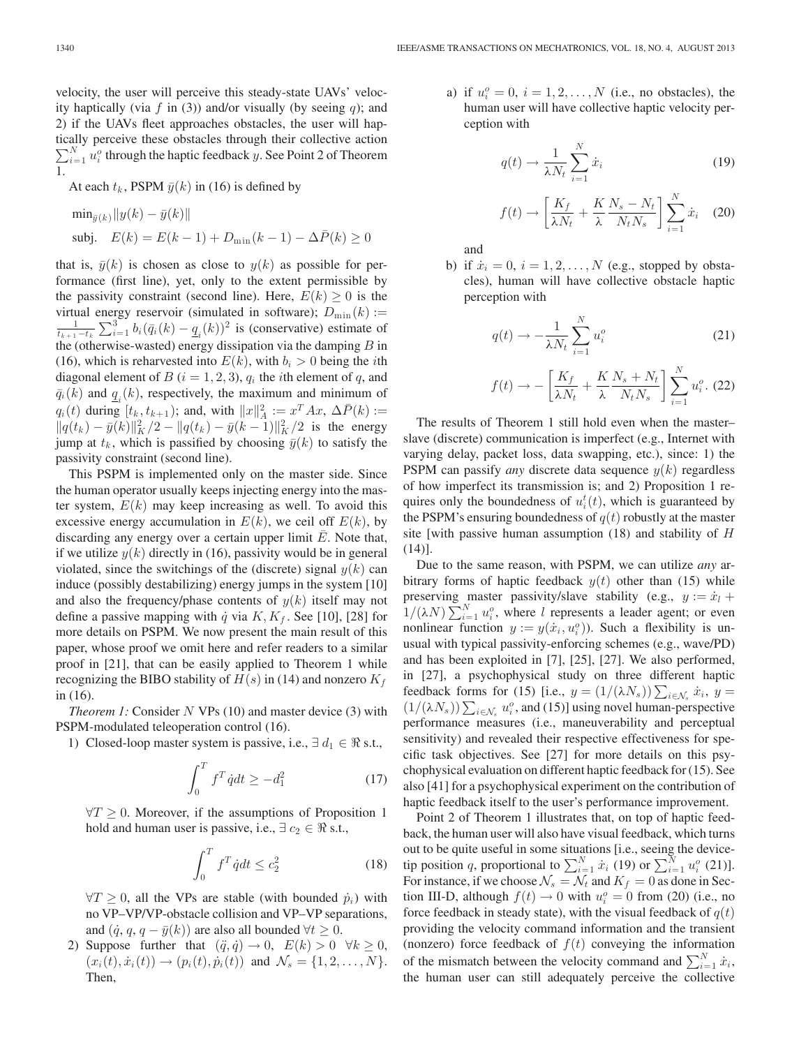velocity, the user will perceive this steady-state UAVs' velocity haptically (via $f$ in (3)) and/or visually (by seeing $q$); and 2) if the UAVs fleet approaches obstacles, the user will haptically perceive these obstacles through their collective action $\sum_{i=1}^{N} u_i^o$ through the haptic feedback $y$. See Point 2 of Theorem 1.

At each $t_k$, PSPM $\bar{y}(k)$ in (16) is defined by

$$\min_{\bar{y}(k)} \|y(k) - \bar{y}(k)\|$$
$$\text{subj.} \quad E(k) = E(k-1) + D_{\min}(k-1) - \Delta\bar{P}(k) \geq 0$$

that is, $\bar{y}(k)$ is chosen as close to $y(k)$ as possible for performance (first line), yet, only to the extent permissible by the passivity constraint (second line). Here, $E(k) \geq 0$ is the virtual energy reservoir (simulated in software); $D_{\min}(k) := \frac{1}{t_{k+1}-t_k} \sum_{i=1}^{3} b_i(\bar{q}_i(k) - \underline{q}_i(k))^2$ is (conservative) estimate of the (otherwise-wasted) energy dissipation via the damping $B$ in (16), which is reharvested into $E(k)$, with $b_i > 0$ being the $i$th diagonal element of $B$ ($i = 1, 2, 3$), $q_i$ the $i$th element of $q$, and $\bar{q}_i(k)$ and $\underline{q}_i(k)$, respectively, the maximum and minimum of $q_i(t)$ during $[t_k, t_{k+1})$; and, with $\|x\|_A^2 := x^T A x$, $\Delta\bar{P}(k) := \|q(t_k) - \bar{y}(k)\|_K^2/2 - \|q(t_k) - \bar{y}(k-1)\|_K^2/2$ is the energy jump at $t_k$, which is passified by choosing $\bar{y}(k)$ to satisfy the passivity constraint (second line).

This PSPM is implemented only on the master side. Since the human operator usually keeps injecting energy into the master system, $E(k)$ may keep increasing as well. To avoid this excessive energy accumulation in $E(k)$, we ceil off $E(k)$, by discarding any energy over a certain upper limit $\bar{E}$. Note that, if we utilize $y(k)$ directly in (16), passivity would be in general violated, since the switchings of the (discrete) signal $y(k)$ can induce (possibly destabilizing) energy jumps in the system [10] and also the frequency/phase contents of $y(k)$ itself may not define a passive mapping with $\dot{q}$ via $K, K_f$. See [10], [28] for more details on PSPM. We now present the main result of this paper, whose proof we omit here and refer readers to a similar proof in [21], that can be easily applied to Theorem 1 while recognizing the BIBO stability of $H(s)$ in (14) and nonzero $K_f$ in (16).

*Theorem 1:* Consider $N$ VPs (10) and master device (3) with PSPM-modulated teleoperation control (16).

1) Closed-loop master system is passive, i.e., $\exists\, d_1 \in \Re$ s.t.,

$$\int_0^T f^T \dot{q} dt \geq -d_1^2 \tag{17}$$

$\forall T \geq 0$. Moreover, if the assumptions of Proposition 1 hold and human user is passive, i.e., $\exists\, c_2 \in \Re$ s.t.,

$$\int_0^T f^T \dot{q} dt \leq c_2^2 \tag{18}$$

$\forall T \geq 0$, all the VPs are stable (with bounded $\dot{p}_i$) with no VP–VP/VP-obstacle collision and VP–VP separations, and $(\dot{q}, q, q - \bar{y}(k))$ are also all bounded $\forall t \geq 0$.

2) Suppose further that $(\ddot{q}, \dot{q}) \to 0$, $E(k) > 0$ $\forall k \geq 0$, $(x_i(t), \dot{x}_i(t)) \to (p_i(t), \dot{p}_i(t))$ and $\mathcal{N}_s = \{1, 2, \ldots, N\}$. Then,

a) if $u_i^o = 0$, $i = 1, 2, \ldots, N$ (i.e., no obstacles), the human user will have collective haptic velocity perception with

$$q(t) \to \frac{1}{\lambda N_t} \sum_{i=1}^{N} \dot{x}_i \tag{19}$$

$$f(t) \to \left[\frac{K_f}{\lambda N_t} + \frac{K}{\lambda} \frac{N_s - N_t}{N_t N_s}\right] \sum_{i=1}^{N} \dot{x}_i \tag{20}$$

and

b) if $\dot{x}_i = 0$, $i = 1, 2, \ldots, N$ (e.g., stopped by obstacles), human will have collective obstacle haptic perception with

$$q(t) \to -\frac{1}{\lambda N_t} \sum_{i=1}^{N} u_i^o \tag{21}$$

$$f(t) \to -\left[\frac{K_f}{\lambda N_t} + \frac{K}{\lambda} \frac{N_s + N_t}{N_t N_s}\right] \sum_{i=1}^{N} u_i^o. \tag{22}$$

The results of Theorem 1 still hold even when the master–slave (discrete) communication is imperfect (e.g., Internet with varying delay, packet loss, data swapping, etc.), since: 1) the PSPM can passify *any* discrete data sequence $y(k)$ regardless of how imperfect its transmission is; and 2) Proposition 1 requires only the boundedness of $u_i^t(t)$, which is guaranteed by the PSPM's ensuring boundedness of $q(t)$ robustly at the master site [with passive human assumption (18) and stability of $H$ (14)].

Due to the same reason, with PSPM, we can utilize *any* arbitrary forms of haptic feedback $y(t)$ other than (15) while preserving master passivity/slave stability (e.g., $y := \dot{x}_l + 1/(\lambda N) \sum_{i=1}^{N} u_i^o$, where $l$ represents a leader agent; or even nonlinear function $y := y(\dot{x}_i, u_i^o)$). Such a flexibility is unusual with typical passivity-enforcing schemes (e.g., wave/PD) and has been exploited in [7], [25], [27]. We also performed, in [27], a psychophysical study on three different haptic feedback forms for (15) [i.e., $y = (1/(\lambda N_s)) \sum_{i \in \mathcal{N}_s} \dot{x}_i$, $y = (1/(\lambda N_s)) \sum_{i \in \mathcal{N}_s} u_i^o$, and (15)] using novel human-perspective performance measures (i.e., maneuverability and perceptual sensitivity) and revealed their respective effectiveness for specific task objectives. See [27] for more details on this psychophysical evaluation on different haptic feedback for (15). See also [41] for a psychophysical experiment on the contribution of haptic feedback itself to the user's performance improvement.

Point 2 of Theorem 1 illustrates that, on top of haptic feedback, the human user will also have visual feedback, which turns out to be quite useful in some situations [i.e., seeing the device-tip position $q$, proportional to $\sum_{i=1}^{N} \dot{x}_i$ (19) or $\sum_{i=1}^{N} u_i^o$ (21)]. For instance, if we choose $\mathcal{N}_s = \mathcal{N}_t$ and $K_f = 0$ as done in Section III-D, although $f(t) \to 0$ with $u_i^o = 0$ from (20) (i.e., no force feedback in steady state), with the visual feedback of $q(t)$ providing the velocity command information and the transient (nonzero) force feedback of $f(t)$ conveying the information of the mismatch between the velocity command and $\sum_{i=1}^{N} \dot{x}_i$, the human user can still adequately perceive the collective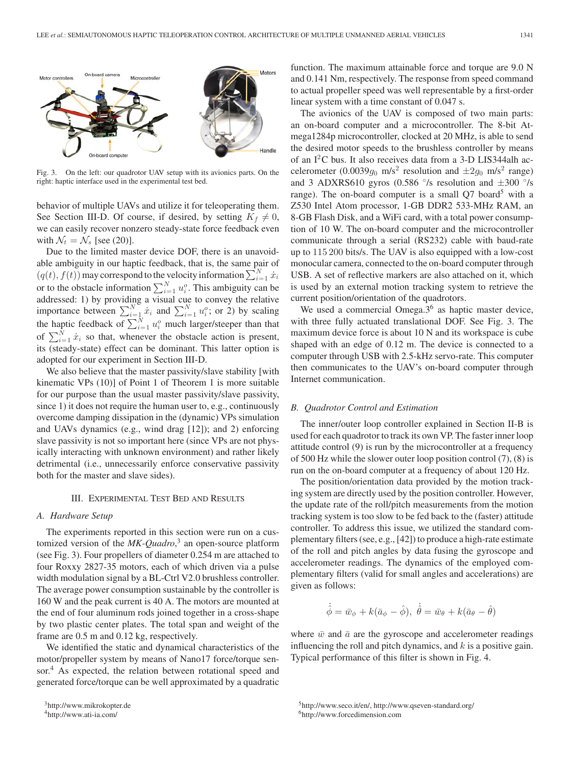Fig. 3. On the left: our quadrotor UAV setup with its avionics parts. On the right: haptic interface used in the experimental test bed.

behavior of multiple UAVs and utilize it for teleoperating them. See Section III-D. Of course, if desired, by setting $K_f \neq 0$, we can easily recover nonzero steady-state force feedback even with $\mathcal{N}_t = \mathcal{N}_s$ [see (20)].

Due to the limited master device DOF, there is an unavoidable ambiguity in our haptic feedback, that is, the same pair of $(q(t), f(t))$ may correspond to the velocity information $\sum_{i=1}^{N} \dot{x}_i$ or to the obstacle information $\sum_{i=1}^{N} u_i^o$. This ambiguity can be addressed: 1) by providing a visual cue to convey the relative importance between $\sum_{i=1}^{N} \dot{x}_i$ and $\sum_{i=1}^{N} u_i^o$; or 2) by scaling the haptic feedback of $\sum_{i=1}^{N} u_i^o$ much larger/steeper than that of $\sum_{i=1}^{N} \dot{x}_i$ so that, whenever the obstacle action is present, its (steady-state) effect can be dominant. This latter option is adopted for our experiment in Section III-D.

We also believe that the master passivity/slave stability [with kinematic VPs (10)] of Point 1 of Theorem 1 is more suitable for our purpose than the usual master passivity/slave passivity, since 1) it does not require the human user to, e.g., continuously overcome damping dissipation in the (dynamic) VPs simulation and UAVs dynamics (e.g., wind drag [12]); and 2) enforcing slave passivity is not so important here (since VPs are not physically interacting with unknown environment) and rather likely detrimental (i.e., unnecessarily enforce conservative passivity both for the master and slave sides).

## III. Experimental Test Bed and Results

### A. Hardware Setup

The experiments reported in this section were run on a customized version of the *MK-Quadro*,[3] an open-source platform (see Fig. 3). Four propellers of diameter 0.254 m are attached to four Roxxy 2827-35 motors, each of which driven via a pulse width modulation signal by a BL-Ctrl V2.0 brushless controller. The average power consumption sustainable by the controller is 160 W and the peak current is 40 A. The motors are mounted at the end of four aluminum rods joined together in a cross-shape by two plastic center plates. The total span and weight of the frame are 0.5 m and 0.12 kg, respectively.

We identified the static and dynamical characteristics of the motor/propeller system by means of Nano17 force/torque sensor.[4] As expected, the relation between rotational speed and generated force/torque can be well approximated by a quadratic function. The maximum attainable force and torque are 9.0 N and 0.141 Nm, respectively. The response from speed command to actual propeller speed was well representable by a first-order linear system with a time constant of 0.047 s.

The avionics of the UAV is composed of two main parts: an on-board computer and a microcontroller. The 8-bit Atmega1284p microcontroller, clocked at 20 MHz, is able to send the desired motor speeds to the brushless controller by means of an $I^2C$ bus. It also receives data from a 3-D LIS344alh accelerometer ($0.0039 g_0$ m/s$^2$ resolution and $\pm 2 g_0$ m/s$^2$ range) and 3 ADXRS610 gyros (0.586 °/s resolution and ±300 °/s range). The on-board computer is a small Q7 board[5] with a Z530 Intel Atom processor, 1-GB DDR2 533-MHz RAM, an 8-GB Flash Disk, and a WiFi card, with a total power consumption of 10 W. The on-board computer and the microcontroller communicate through a serial (RS232) cable with baud-rate up to 115 200 bits/s. The UAV is also equipped with a low-cost monocular camera, connected to the on-board computer through USB. A set of reflective markers are also attached on it, which is used by an external motion tracking system to retrieve the current position/orientation of the quadrotors.

We used a commercial Omega.3[6] as haptic master device, with three fully actuated translational DOF. See Fig. 3. The maximum device force is about 10 N and its workspace is cube shaped with an edge of 0.12 m. The device is connected to a computer through USB with 2.5-kHz servo-rate. This computer then communicates to the UAV's on-board computer through Internet communication.

### B. Quadrotor Control and Estimation

The inner/outer loop controller explained in Section II-B is used for each quadrotor to track its own VP. The faster inner loop attitude control (9) is run by the microcontroller at a frequency of 500 Hz while the slower outer loop position control (7), (8) is run on the on-board computer at a frequency of about 120 Hz.

The position/orientation data provided by the motion tracking system are directly used by the position controller. However, the update rate of the roll/pitch measurements from the motion tracking system is too slow to be fed back to the (faster) attitude controller. To address this issue, we utilized the standard complementary filters (see, e.g., [42]) to produce a high-rate estimate of the roll and pitch angles by data fusing the gyroscope and accelerometer readings. The dynamics of the employed complementary filters (valid for small angles and accelerations) are given as follows:

$$\dot{\hat{\phi}} = \bar{w}_\phi + k(\bar{a}_\phi - \hat{\phi}),\ \dot{\hat{\theta}} = \bar{w}_\theta + k(\bar{a}_\theta - \hat{\theta})$$

where $\bar{w}$ and $\bar{a}$ are the gyroscope and accelerometer readings influencing the roll and pitch dynamics, and $k$ is a positive gain. Typical performance of this filter is shown in Fig. 4.

[3] http://www.mikrokopter.de

[4] http://www.ati-ia.com/

[5] http://www.seco.it/en/, http://www.qseven-standard.org/

[6] http://www.forcedimension.com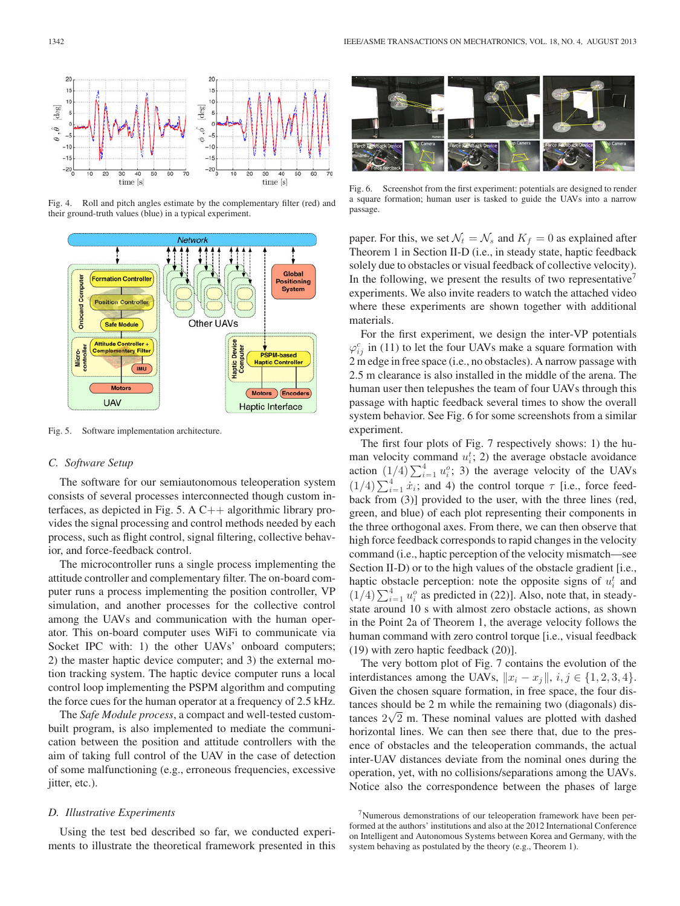Fig. 4. Roll and pitch angles estimate by the complementary filter (red) and their ground-truth values (blue) in a typical experiment.

Fig. 5. Software implementation architecture.

### C. Software Setup

The software for our semiautonomous teleoperation system consists of several processes interconnected though custom interfaces, as depicted in Fig. 5. A C++ algorithmic library provides the signal processing and control methods needed by each process, such as flight control, signal filtering, collective behavior, and force-feedback control.

The microcontroller runs a single process implementing the attitude controller and complementary filter. The on-board computer runs a process implementing the position controller, VP simulation, and another processes for the collective control among the UAVs and communication with the human operator. This on-board computer uses WiFi to communicate via Socket IPC with: 1) the other UAVs' onboard computers; 2) the master haptic device computer; and 3) the external motion tracking system. The haptic device computer runs a local control loop implementing the PSPM algorithm and computing the force cues for the human operator at a frequency of 2.5 kHz.

The *Safe Module process*, a compact and well-tested custom-built program, is also implemented to mediate the communication between the position and attitude controllers with the aim of taking full control of the UAV in the case of detection of some malfunctioning (e.g., erroneous frequencies, excessive jitter, etc.).

### D. Illustrative Experiments

Using the test bed described so far, we conducted experiments to illustrate the theoretical framework presented in this paper. For this, we set $\mathcal{N}_t = \mathcal{N}_s$ and $K_f = 0$ as explained after Theorem 1 in Section II-D (i.e., in steady state, haptic feedback solely due to obstacles or visual feedback of collective velocity). In the following, we present the results of two representative[7] experiments. We also invite readers to watch the attached video where these experiments are shown together with additional materials.

Fig. 6. Screenshot from the first experiment: potentials are designed to render a square formation; human user is tasked to guide the UAVs into a narrow passage.

For the first experiment, we design the inter-VP potentials $\varphi_{ij}^c$ in (11) to let the four UAVs make a square formation with 2 m edge in free space (i.e., no obstacles). A narrow passage with 2.5 m clearance is also installed in the middle of the arena. The human user then telepushes the team of four UAVs through this passage with haptic feedback several times to show the overall system behavior. See Fig. 6 for some screenshots from a similar experiment.

The first four plots of Fig. 7 respectively shows: 1) the human velocity command $u_i^t$; 2) the average obstacle avoidance action $(1/4)\sum_{i=1}^4 u_i^o$; 3) the average velocity of the UAVs $(1/4)\sum_{i=1}^4 \dot{x}_i$; and 4) the control torque $\tau$ [i.e., force feedback from (3)] provided to the user, with the three lines (red, green, and blue) of each plot representing their components in the three orthogonal axes. From there, we can then observe that high force feedback corresponds to rapid changes in the velocity command (i.e., haptic perception of the velocity mismatch—see Section II-D) or to the high values of the obstacle gradient [i.e., haptic obstacle perception: note the opposite signs of $u_i^t$ and $(1/4)\sum_{i=1}^4 u_i^o$ as predicted in (22)]. Also, note that, in steady-state around 10 s with almost zero obstacle actions, as shown in the Point 2a of Theorem 1, the average velocity follows the human command with zero control torque [i.e., visual feedback (19) with zero haptic feedback (20)].

The very bottom plot of Fig. 7 contains the evolution of the interdistances among the UAVs, $\|x_i - x_j\|$, $i, j \in \{1, 2, 3, 4\}$. Given the chosen square formation, in free space, the four distances should be 2 m while the remaining two (diagonals) distances $2\sqrt{2}$ m. These nominal values are plotted with dashed horizontal lines. We can then see that, due to the presence of obstacles and the teleoperation commands, the actual inter-UAV distances deviate from the nominal ones during the operation, yet, with no collisions/separations among the UAVs. Notice also the correspondence between the phases of large

[7] Numerous demonstrations of our teleoperation framework have been performed at the authors' institutions and also at the 2012 International Conference on Intelligent and Autonomous Systems between Korea and Germany, with the system behaving as postulated by the theory (e.g., Theorem 1).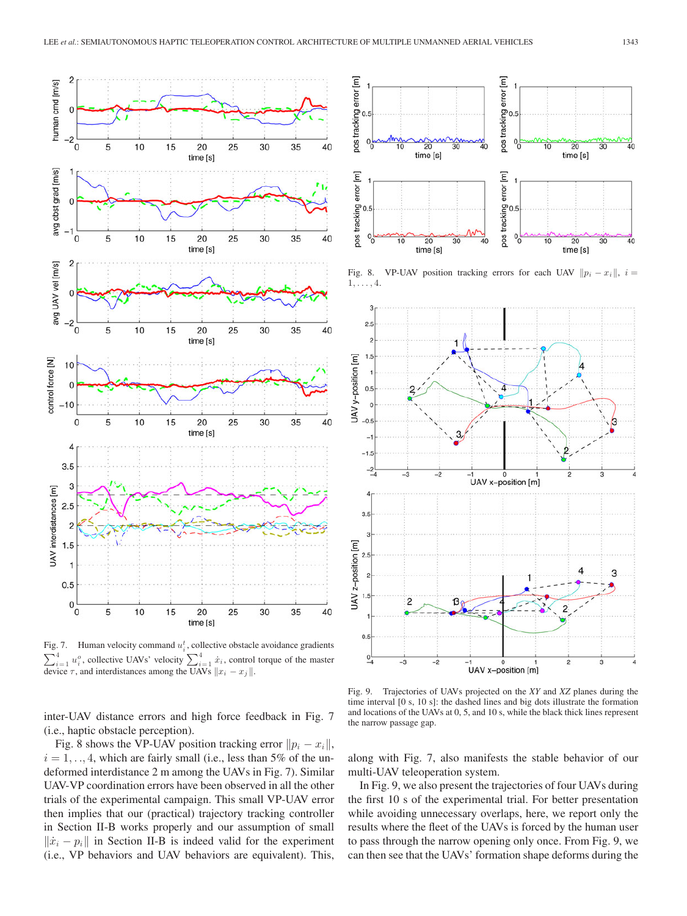Fig. 7. Human velocity command $u_i^t$, collective obstacle avoidance gradients $\sum_{i=1}^{4} u_i^o$, collective UAVs' velocity $\sum_{i=1}^{4} \dot{x}_i$, control torque of the master device $\tau$, and interdistances among the UAVs $\|x_i - x_j\|$.

Fig. 8. VP-UAV position tracking errors for each UAV $\|p_i - x_i\|$, $i = 1, \ldots, 4$.

Fig. 9. Trajectories of UAVs projected on the *XY* and *XZ* planes during the time interval [0 s, 10 s]: the dashed lines and big dots illustrate the formation and locations of the UAVs at 0, 5, and 10 s, while the black thick lines represent the narrow passage gap.

inter-UAV distance errors and high force feedback in Fig. 7 (i.e., haptic obstacle perception).

Fig. 8 shows the VP-UAV position tracking error $\|p_i - x_i\|$, $i = 1, .., 4$, which are fairly small (i.e., less than 5% of the undeformed interdistance 2 m among the UAVs in Fig. 7). Similar UAV-VP coordination errors have been observed in all the other trials of the experimental campaign. This small VP-UAV error then implies that our (practical) trajectory tracking controller in Section II-B works properly and our assumption of small $\|\dot{x}_i - p_i\|$ in Section II-B is indeed valid for the experiment (i.e., VP behaviors and UAV behaviors are equivalent). This, along with Fig. 7, also manifests the stable behavior of our multi-UAV teleoperation system.

In Fig. 9, we also present the trajectories of four UAVs during the first 10 s of the experimental trial. For better presentation while avoiding unnecessary overlaps, here, we report only the results where the fleet of the UAVs is forced by the human user to pass through the narrow opening only once. From Fig. 9, we can then see that the UAVs' formation shape deforms during the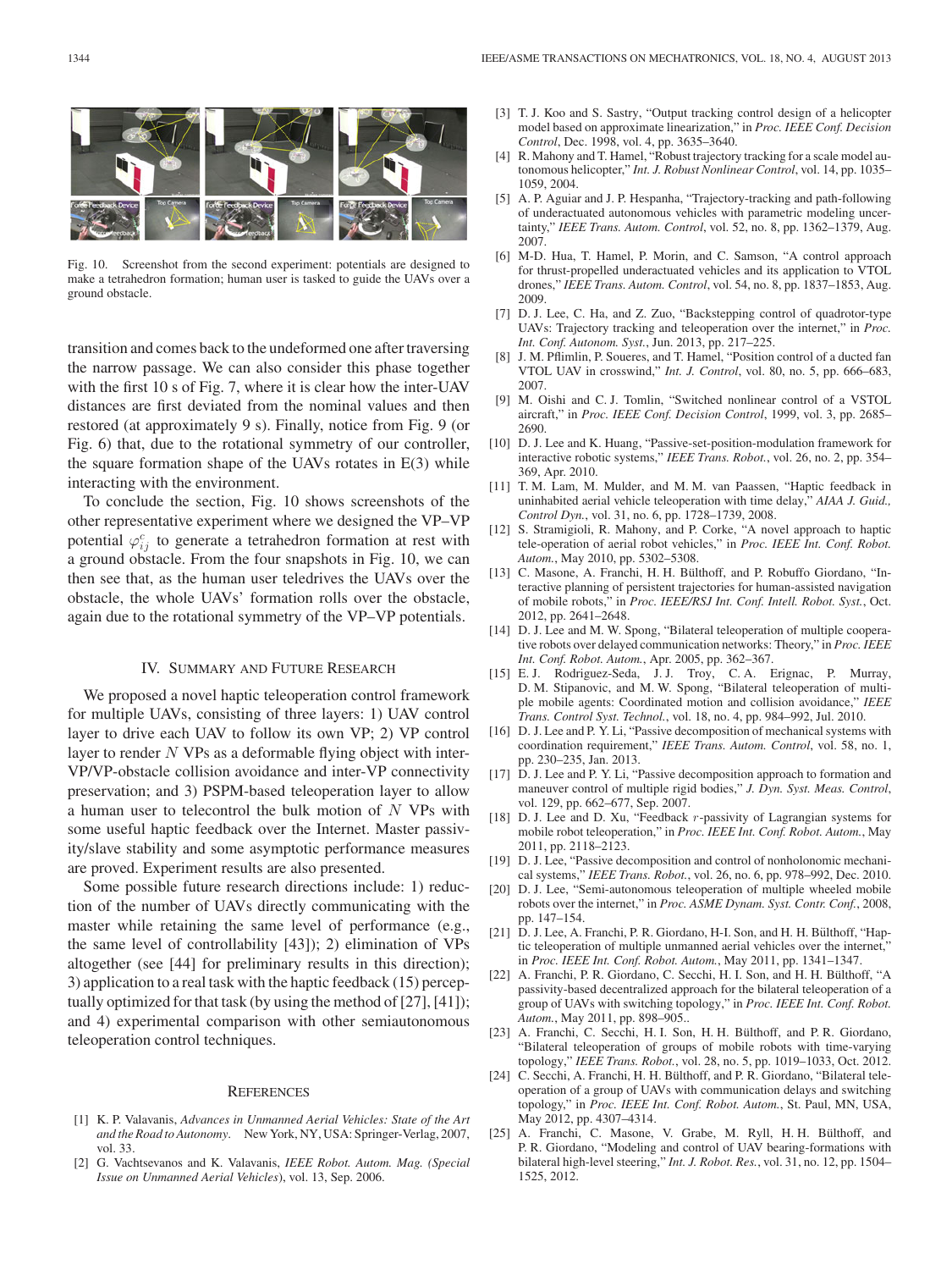Fig. 10. Screenshot from the second experiment: potentials are designed to make a tetrahedron formation; human user is tasked to guide the UAVs over a ground obstacle.

transition and comes back to the undeformed one after traversing the narrow passage. We can also consider this phase together with the first 10 s of Fig. 7, where it is clear how the inter-UAV distances are first deviated from the nominal values and then restored (at approximately 9 s). Finally, notice from Fig. 9 (or Fig. 6) that, due to the rotational symmetry of our controller, the square formation shape of the UAVs rotates in E(3) while interacting with the environment.

To conclude the section, Fig. 10 shows screenshots of the other representative experiment where we designed the VP–VP potential $\varphi_{ij}^c$ to generate a tetrahedron formation at rest with a ground obstacle. From the four snapshots in Fig. 10, we can then see that, as the human user teledrives the UAVs over the obstacle, the whole UAVs' formation rolls over the obstacle, again due to the rotational symmetry of the VP–VP potentials.

## IV. Summary and Future Research

We proposed a novel haptic teleoperation control framework for multiple UAVs, consisting of three layers: 1) UAV control layer to drive each UAV to follow its own VP; 2) VP control layer to render $N$ VPs as a deformable flying object with inter-VP/VP-obstacle collision avoidance and inter-VP connectivity preservation; and 3) PSPM-based teleoperation layer to allow a human user to telecontrol the bulk motion of $N$ VPs with some useful haptic feedback over the Internet. Master passivity/slave stability and some asymptotic performance measures are proved. Experiment results are also presented.

Some possible future research directions include: 1) reduction of the number of UAVs directly communicating with the master while retaining the same level of performance (e.g., the same level of controllability [43]); 2) elimination of VPs altogether (see [44] for preliminary results in this direction); 3) application to a real task with the haptic feedback (15) perceptually optimized for that task (by using the method of [27], [41]); and 4) experimental comparison with other semiautonomous teleoperation control techniques.

## References

[1] K. P. Valavanis, *Advances in Unmanned Aerial Vehicles: State of the Art and the Road to Autonomy*. New York, NY, USA: Springer-Verlag, 2007, vol. 33.

[2] G. Vachtsevanos and K. Valavanis, *IEEE Robot. Autom. Mag. (Special Issue on Unmanned Aerial Vehicles)*, vol. 13, Sep. 2006.

[3] T. J. Koo and S. Sastry, "Output tracking control design of a helicopter model based on approximate linearization," in *Proc. IEEE Conf. Decision Control*, Dec. 1998, vol. 4, pp. 3635–3640.

[4] R. Mahony and T. Hamel, "Robust trajectory tracking for a scale model autonomous helicopter," *Int. J. Robust Nonlinear Control*, vol. 14, pp. 1035–1059, 2004.

[5] A. P. Aguiar and J. P. Hespanha, "Trajectory-tracking and path-following of underactuated autonomous vehicles with parametric modeling uncertainty," *IEEE Trans. Autom. Control*, vol. 52, no. 8, pp. 1362–1379, Aug. 2007.

[6] M-D. Hua, T. Hamel, P. Morin, and C. Samson, "A control approach for thrust-propelled underactuated vehicles and its application to VTOL drones," *IEEE Trans. Autom. Control*, vol. 54, no. 8, pp. 1837–1853, Aug. 2009.

[7] D. J. Lee, C. Ha, and Z. Zuo, "Backstepping control of quadrotor-type UAVs: Trajectory tracking and teleoperation over the internet," in *Proc. Int. Conf. Autonom. Syst.*, Jun. 2013, pp. 217–225.

[8] J. M. Pflimlin, P. Soueres, and T. Hamel, "Position control of a ducted fan VTOL UAV in crosswind," *Int. J. Control*, vol. 80, no. 5, pp. 666–683, 2007.

[9] M. Oishi and C. J. Tomlin, "Switched nonlinear control of a VSTOL aircraft," in *Proc. IEEE Conf. Decision Control*, 1999, vol. 3, pp. 2685–2690.

[10] D. J. Lee and K. Huang, "Passive-set-position-modulation framework for interactive robotic systems," *IEEE Trans. Robot.*, vol. 26, no. 2, pp. 354–369, Apr. 2010.

[11] T. M. Lam, M. Mulder, and M. M. van Paassen, "Haptic feedback in uninhabited aerial vehicle teleoperation with time delay," *AIAA J. Guid., Control Dyn.*, vol. 31, no. 6, pp. 1728–1739, 2008.

[12] S. Stramigioli, R. Mahony, and P. Corke, "A novel approach to haptic tele-operation of aerial robot vehicles," in *Proc. IEEE Int. Conf. Robot. Autom.*, May 2010, pp. 5302–5308.

[13] C. Masone, A. Franchi, H. H. Bülthoff, and P. Robuffo Giordano, "Interactive planning of persistent trajectories for human-assisted navigation of mobile robots," in *Proc. IEEE/RSJ Int. Conf. Intell. Robot. Syst.*, Oct. 2012, pp. 2641–2648.

[14] D. J. Lee and M. W. Spong, "Bilateral teleoperation of multiple cooperative robots over delayed communication networks: Theory," in *Proc. IEEE Int. Conf. Robot. Autom.*, Apr. 2005, pp. 362–367.

[15] E. J. Rodriguez-Seda, J. J. Troy, C. A. Erignac, P. Murray, D. M. Stipanovic, and M. W. Spong, "Bilateral teleoperation of multiple mobile agents: Coordinated motion and collision avoidance," *IEEE Trans. Control Syst. Technol.*, vol. 18, no. 4, pp. 984–992, Jul. 2010.

[16] D. J. Lee and P. Y. Li, "Passive decomposition of mechanical systems with coordination requirement," *IEEE Trans. Autom. Control*, vol. 58, no. 1, pp. 230–235, Jan. 2013.

[17] D. J. Lee and P. Y. Li, "Passive decomposition approach to formation and maneuver control of multiple rigid bodies," *J. Dyn. Syst. Meas. Control*, vol. 129, pp. 662–677, Sep. 2007.

[18] D. J. Lee and D. Xu, "Feedback $r$-passivity of Lagrangian systems for mobile robot teleoperation," in *Proc. IEEE Int. Conf. Robot. Autom.*, May 2011, pp. 2118–2123.

[19] D. J. Lee, "Passive decomposition and control of nonholonomic mechanical systems," *IEEE Trans. Robot.*, vol. 26, no. 6, pp. 978–992, Dec. 2010.

[20] D. J. Lee, "Semi-autonomous teleoperation of multiple wheeled mobile robots over the internet," in *Proc. ASME Dynam. Syst. Contr. Conf.*, 2008, pp. 147–154.

[21] D. J. Lee, A. Franchi, P. R. Giordano, H-I. Son, and H. H. Bülthoff, "Haptic teleoperation of multiple unmanned aerial vehicles over the internet," in *Proc. IEEE Int. Conf. Robot. Autom.*, May 2011, pp. 1341–1347.

[22] A. Franchi, P. R. Giordano, C. Secchi, H. I. Son, and H. H. Bülthoff, "A passivity-based decentralized approach for the bilateral teleoperation of a group of UAVs with switching topology," in *Proc. IEEE Int. Conf. Robot. Autom.*, May 2011, pp. 898–905..

[23] A. Franchi, C. Secchi, H. I. Son, H. H. Bülthoff, and P. R. Giordano, "Bilateral teleoperation of groups of mobile robots with time-varying topology," *IEEE Trans. Robot.*, vol. 28, no. 5, pp. 1019–1033, Oct. 2012.

[24] C. Secchi, A. Franchi, H. H. Bülthoff, and P. R. Giordano, "Bilateral teleoperation of a group of UAVs with communication delays and switching topology," in *Proc. IEEE Int. Conf. Robot. Autom.*, St. Paul, MN, USA, May 2012, pp. 4307–4314.

[25] A. Franchi, C. Masone, V. Grabe, M. Ryll, H. H. Bülthoff, and P. R. Giordano, "Modeling and control of UAV bearing-formations with bilateral high-level steering," *Int. J. Robot. Res.*, vol. 31, no. 12, pp. 1504–1525, 2012.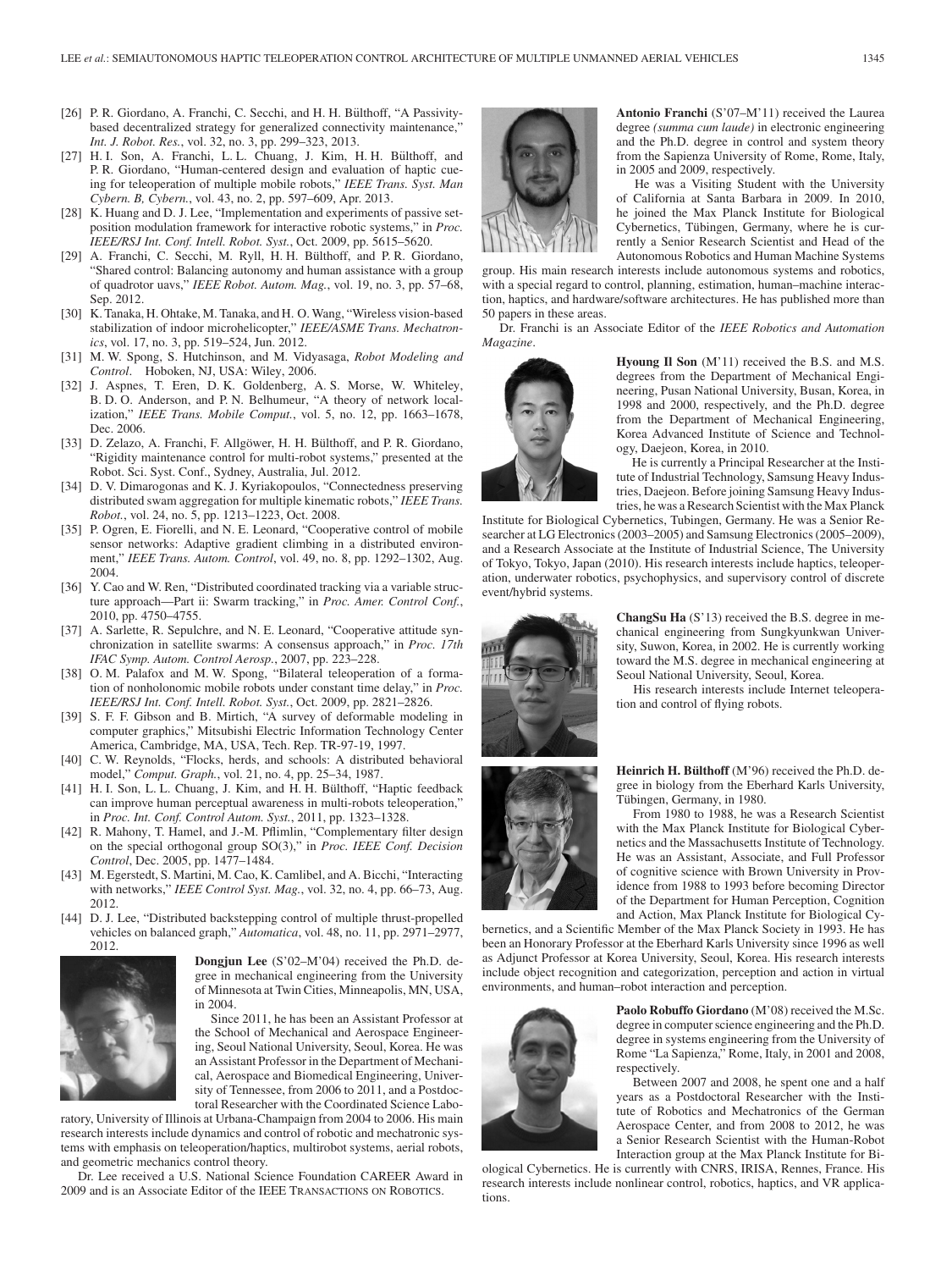[26] P. R. Giordano, A. Franchi, C. Secchi, and H. H. Bülthoff, "A Passivity-based decentralized strategy for generalized connectivity maintenance," *Int. J. Robot. Res.*, vol. 32, no. 3, pp. 299–323, 2013.

[27] H. I. Son, A. Franchi, L. L. Chuang, J. Kim, H. H. Bülthoff, and P. R. Giordano, "Human-centered design and evaluation of haptic cueing for teleoperation of multiple mobile robots," *IEEE Trans. Syst. Man Cybern. B, Cybern.*, vol. 43, no. 2, pp. 597–609, Apr. 2013.

[28] K. Huang and D. J. Lee, "Implementation and experiments of passive setposition modulation framework for interactive robotic systems," in *Proc. IEEE/RSJ Int. Conf. Intell. Robot. Syst.*, Oct. 2009, pp. 5615–5620.

[29] A. Franchi, C. Secchi, M. Ryll, H. H. Bülthoff, and P. R. Giordano, "Shared control: Balancing autonomy and human assistance with a group of quadrotor uavs," *IEEE Robot. Autom. Mag.*, vol. 19, no. 3, pp. 57–68, Sep. 2012.

[30] K. Tanaka, H. Ohtake, M. Tanaka, and H. O. Wang, "Wireless vision-based stabilization of indoor microhelicopter," *IEEE/ASME Trans. Mechatronics*, vol. 17, no. 3, pp. 519–524, Jun. 2012.

[31] M. W. Spong, S. Hutchinson, and M. Vidyasaga, *Robot Modeling and Control*. Hoboken, NJ, USA: Wiley, 2006.

[32] J. Aspnes, T. Eren, D. K. Goldenberg, A. S. Morse, W. Whiteley, B. D. O. Anderson, and P. N. Belhumeur, "A theory of network localization," *IEEE Trans. Mobile Comput.*, vol. 5, no. 12, pp. 1663–1678, Dec. 2006.

[33] D. Zelazo, A. Franchi, F. Allgöwer, H. H. Bülthoff, and P. R. Giordano, "Rigidity maintenance control for multi-robot systems," presented at the Robot. Sci. Syst. Conf., Sydney, Australia, Jul. 2012.

[34] D. V. Dimarogonas and K. J. Kyriakopoulos, "Connectedness preserving distributed swam aggregation for multiple kinematic robots," *IEEE Trans. Robot.*, vol. 24, no. 5, pp. 1213–1223, Oct. 2008.

[35] P. Ogren, E. Fiorelli, and N. E. Leonard, "Cooperative control of mobile sensor networks: Adaptive gradient climbing in a distributed environment," *IEEE Trans. Autom. Control*, vol. 49, no. 8, pp. 1292–1302, Aug. 2004.

[36] Y. Cao and W. Ren, "Distributed coordinated tracking via a variable structure approach—Part ii: Swarm tracking," in *Proc. Amer. Control Conf.*, 2010, pp. 4750–4755.

[37] A. Sarlette, R. Sepulchre, and N. E. Leonard, "Cooperative attitude synchronization in satellite swarms: A consensus approach," in *Proc. 17th IFAC Symp. Autom. Control Aerosp.*, 2007, pp. 223–228.

[38] O. M. Palafox and M. W. Spong, "Bilateral teleoperation of a formation of nonholonomic mobile robots under constant time delay," in *Proc. IEEE/RSJ Int. Conf. Intell. Robot. Syst.*, Oct. 2009, pp. 2821–2826.

[39] S. F. F. Gibson and B. Mirtich, "A survey of deformable modeling in computer graphics," Mitsubishi Electric Information Technology Center America, Cambridge, MA, USA, Tech. Rep. TR-97-19, 1997.

[40] C. W. Reynolds, "Flocks, herds, and schools: A distributed behavioral model," *Comput. Graph.*, vol. 21, no. 4, pp. 25–34, 1987.

[41] H. I. Son, L. L. Chuang, J. Kim, and H. H. Bülthoff, "Haptic feedback can improve human perceptual awareness in multi-robots teleoperation," in *Proc. Int. Conf. Control Autom. Syst.*, 2011, pp. 1323–1328.

[42] R. Mahony, T. Hamel, and J.-M. Pflimlin, "Complementary filter design on the special orthogonal group SO(3)," in *Proc. IEEE Conf. Decision Control*, Dec. 2005, pp. 1477–1484.

[43] M. Egerstedt, S. Martini, M. Cao, K. Camlibel, and A. Bicchi, "Interacting with networks," *IEEE Control Syst. Mag.*, vol. 32, no. 4, pp. 66–73, Aug. 2012.

[44] D. J. Lee, "Distributed backstepping control of multiple thrust-propelled vehicles on balanced graph," *Automatica*, vol. 48, no. 11, pp. 2971–2977, 2012.

**Dongjun Lee** (S'02–M'04) received the Ph.D. degree in mechanical engineering from the University of Minnesota at Twin Cities, Minneapolis, MN, USA, in 2004.

Since 2011, he has been an Assistant Professor at the School of Mechanical and Aerospace Engineering, Seoul National University, Seoul, Korea. He was an Assistant Professor in the Department of Mechanical, Aerospace and Biomedical Engineering, University of Tennessee, from 2006 to 2011, and a Postdoctoral Researcher with the Coordinated Science Laboratory, University of Illinois at Urbana-Champaign from 2004 to 2006. His main research interests include dynamics and control of robotic and mechatronic systems with emphasis on teleoperation/haptics, multirobot systems, aerial robots, and geometric mechanics control theory.

Dr. Lee received a U.S. National Science Foundation CAREER Award in 2009 and is an Associate Editor of the IEEE TRANSACTIONS ON ROBOTICS.

**Antonio Franchi** (S'07–M'11) received the Laurea degree *(summa cum laude)* in electronic engineering and the Ph.D. degree in control and system theory from the Sapienza University of Rome, Rome, Italy, in 2005 and 2009, respectively.

He was a Visiting Student with the University of California at Santa Barbara in 2009. In 2010, he joined the Max Planck Institute for Biological Cybernetics, Tübingen, Germany, where he is currently a Senior Research Scientist and Head of the Autonomous Robotics and Human Machine Systems group. His main research interests include autonomous systems and robotics, with a special regard to control, planning, estimation, human–machine interaction, haptics, and hardware/software architectures. He has published more than 50 papers in these areas.

Dr. Franchi is an Associate Editor of the *IEEE Robotics and Automation Magazine*.

**Hyoung Il Son** (M'11) received the B.S. and M.S. degrees from the Department of Mechanical Engineering, Pusan National University, Busan, Korea, in 1998 and 2000, respectively, and the Ph.D. degree from the Department of Mechanical Engineering, Korea Advanced Institute of Science and Technology, Daejeon, Korea, in 2010.

He is currently a Principal Researcher at the Institute of Industrial Technology, Samsung Heavy Industries, Daejeon. Before joining Samsung Heavy Industries, he was a Research Scientist with the Max Planck Institute for Biological Cybernetics, Tubingen, Germany. He was a Senior Researcher at LG Electronics (2003–2005) and Samsung Electronics (2005–2009), and a Research Associate at the Institute of Industrial Science, The University of Tokyo, Tokyo, Japan (2010). His research interests include haptics, teleoperation, underwater robotics, psychophysics, and supervisory control of discrete event/hybrid systems.

**ChangSu Ha** (S'13) received the B.S. degree in mechanical engineering from Sungkyunkwan University, Suwon, Korea, in 2002. He is currently working toward the M.S. degree in mechanical engineering at Seoul National University, Seoul, Korea.

His research interests include Internet teleoperation and control of flying robots.

**Heinrich H. Bülthoff** (M'96) received the Ph.D. degree in biology from the Eberhard Karls University, Tübingen, Germany, in 1980.

From 1980 to 1988, he was a Research Scientist with the Max Planck Institute for Biological Cybernetics and the Massachusetts Institute of Technology. He was an Assistant, Associate, and Full Professor of cognitive science with Brown University in Providence from 1988 to 1993 before becoming Director of the Department for Human Perception, Cognition and Action, Max Planck Institute for Biological Cybernetics, and a Scientific Member of the Max Planck Society in 1993. He has been an Honorary Professor at the Eberhard Karls University since 1996 as well as Adjunct Professor at Korea University, Seoul, Korea. His research interests include object recognition and categorization, perception and action in virtual environments, and human–robot interaction and perception.

**Paolo Robuffo Giordano** (M'08) received the M.Sc. degree in computer science engineering and the Ph.D. degree in systems engineering from the University of Rome "La Sapienza," Rome, Italy, in 2001 and 2008, respectively.

Between 2007 and 2008, he spent one and a half years as a Postdoctoral Researcher with the Institute of Robotics and Mechatronics of the German Aerospace Center, and from 2008 to 2012, he was a Senior Research Scientist with the Human-Robot Interaction group at the Max Planck Institute for Biological Cybernetics. He is currently with CNRS, IRISA, Rennes, France. His research interests include nonlinear control, robotics, haptics, and VR applications.